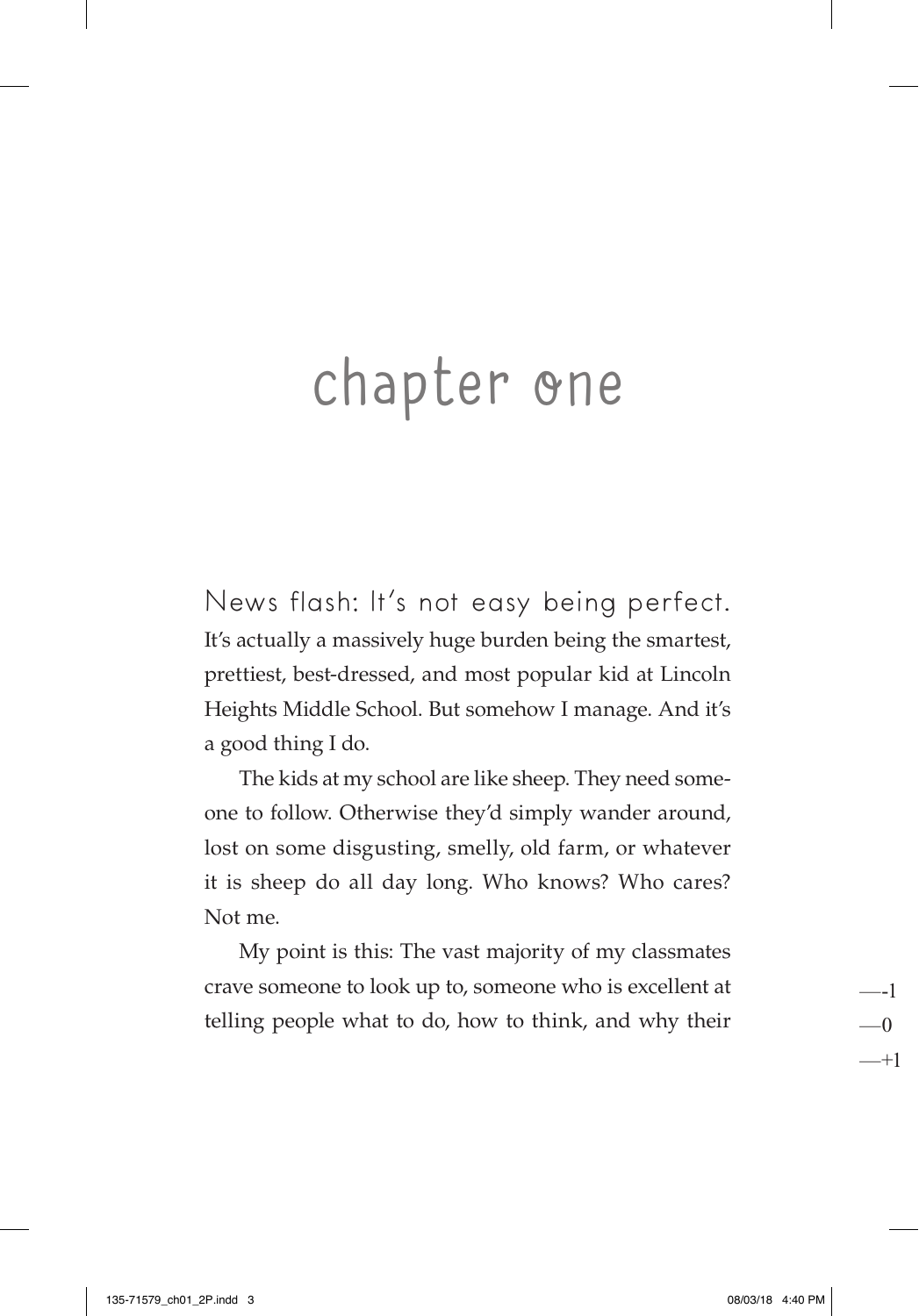# chapter one

News flash: It's not easy being perfect. It's actually a massively huge burden being the smartest, prettiest, best-dressed, and most popular kid at Lincoln Heights Middle School. But somehow I manage. And it's a good thing I do.

The kids at my school are like sheep. They need someone to follow. Otherwise they'd simply wander around, lost on some disgusting, smelly, old farm, or whatever it is sheep do all day long. Who knows? Who cares? Not me.

My point is this: The vast majority of my classmates crave someone to look up to, someone who is excellent at telling people what to do, how to think, and why their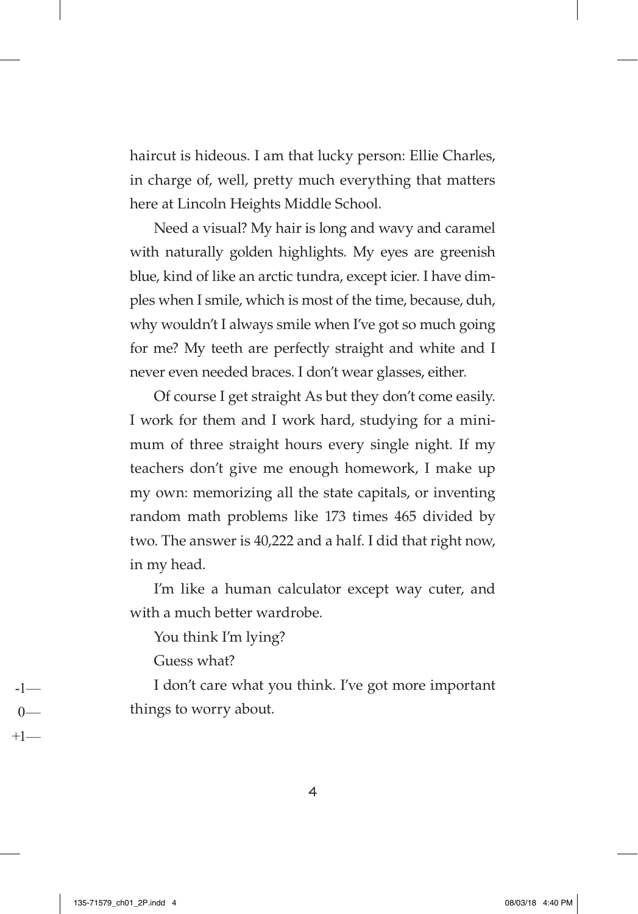haircut is hideous. I am that lucky person: Ellie Charles, in charge of, well, pretty much everything that matters here at Lincoln Heights Middle School.

Need a visual? My hair is long and wavy and caramel with naturally golden highlights. My eyes are greenish blue, kind of like an arctic tundra, except icier. I have dimples when I smile, which is most of the time, because, duh, why wouldn't I always smile when I've got so much going for me? My teeth are perfectly straight and white and I never even needed braces. I don't wear glasses, either.

Of course I get straight As but they don't come easily. I work for them and I work hard, studying for a minimum of three straight hours every single night. If my teachers don't give me enough homework, I make up my own: memorizing all the state capitals, or inventing random math problems like 173 times 465 divided by two. The answer is 40,222 and a half. I did that right now, in my head.

I'm like a human calculator except way cuter, and with a much better wardrobe.

You think I'm lying?

Guess what?

I don't care what you think. I've got more important things to worry about.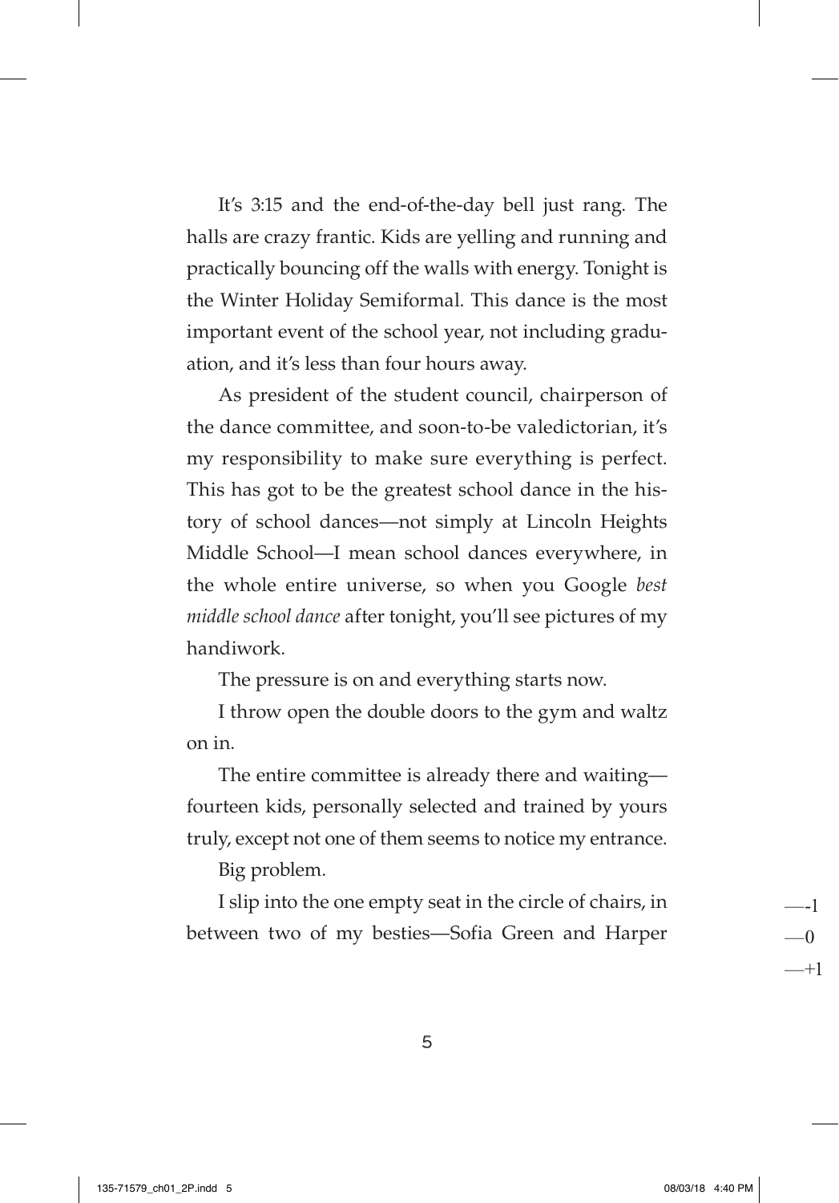It's 3:15 and the end-of-the-day bell just rang. The halls are crazy frantic. Kids are yelling and running and practically bouncing off the walls with energy. Tonight is the Winter Holiday Semiformal. This dance is the most important event of the school year, not including graduation, and it's less than four hours away.

As president of the student council, chairperson of the dance committee, and soon-to-be valedictorian, it's my responsibility to make sure everything is perfect. This has got to be the greatest school dance in the history of school dances—not simply at Lincoln Heights Middle School—I mean school dances everywhere, in the whole entire universe, so when you Google *best middle school dance* after tonight, you'll see pictures of my handiwork.

The pressure is on and everything starts now.

I throw open the double doors to the gym and waltz on in.

The entire committee is already there and waiting—fourteen kids, personally selected and trained by yours truly, except not one of them seems to notice my entrance.

Big problem.

I slip into the one empty seat in the circle of chairs, in between two of my besties—Sofia Green and Harper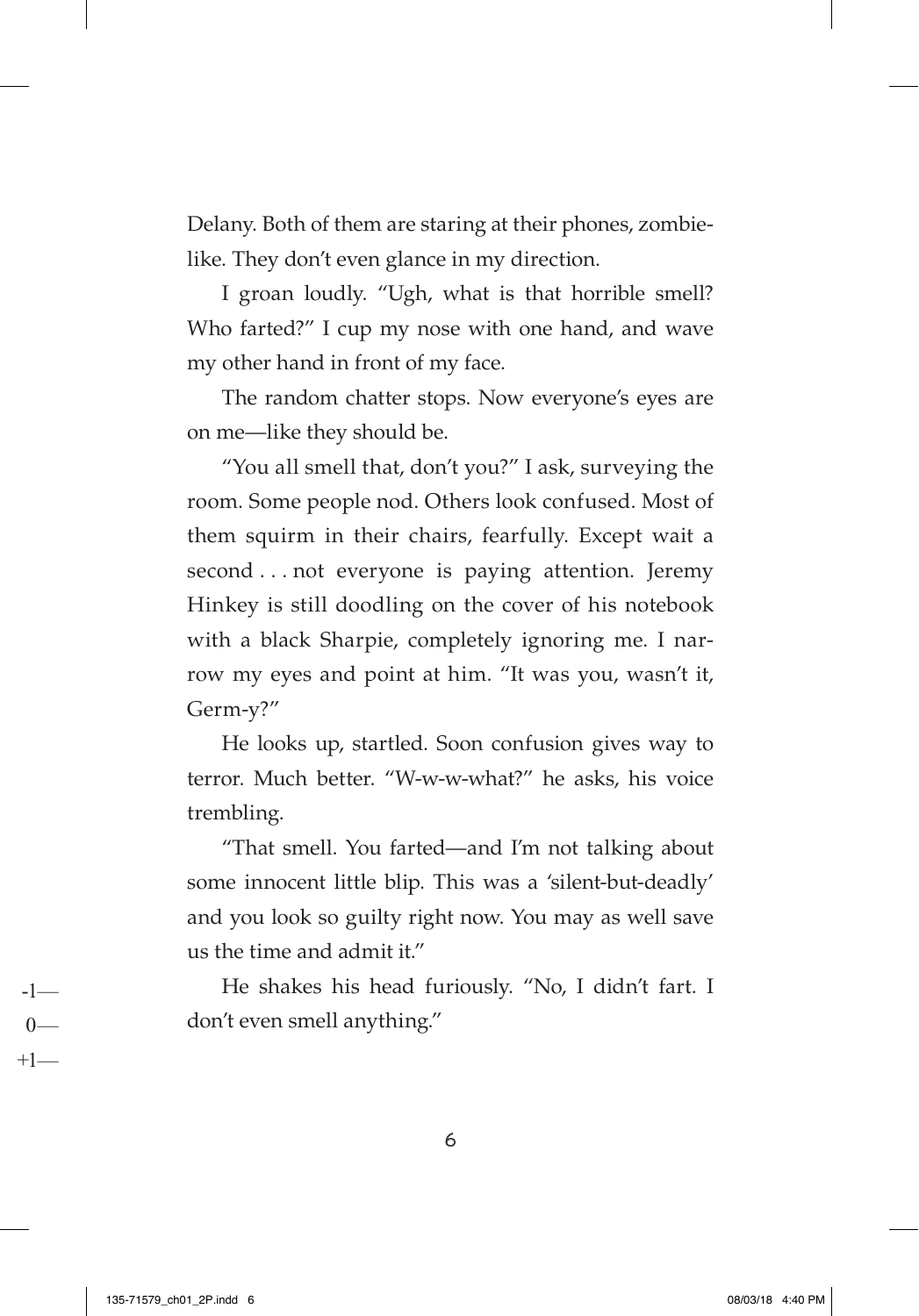Delany. Both of them are staring at their phones, zombie-like. They don't even glance in my direction.

I groan loudly. "Ugh, what is that horrible smell? Who farted?" I cup my nose with one hand, and wave my other hand in front of my face.

The random chatter stops. Now everyone's eyes are on me—like they should be.

"You all smell that, don't you?" I ask, surveying the room. Some people nod. Others look confused. Most of them squirm in their chairs, fearfully. Except wait a second . . . not everyone is paying attention. Jeremy Hinkey is still doodling on the cover of his notebook with a black Sharpie, completely ignoring me. I narrow my eyes and point at him. "It was you, wasn't it, Germ-y?"

He looks up, startled. Soon confusion gives way to terror. Much better. "W-w-w-what?" he asks, his voice trembling.

"That smell. You farted—and I'm not talking about some innocent little blip. This was a 'silent-but-deadly' and you look so guilty right now. You may as well save us the time and admit it."

He shakes his head furiously. "No, I didn't fart. I don't even smell anything."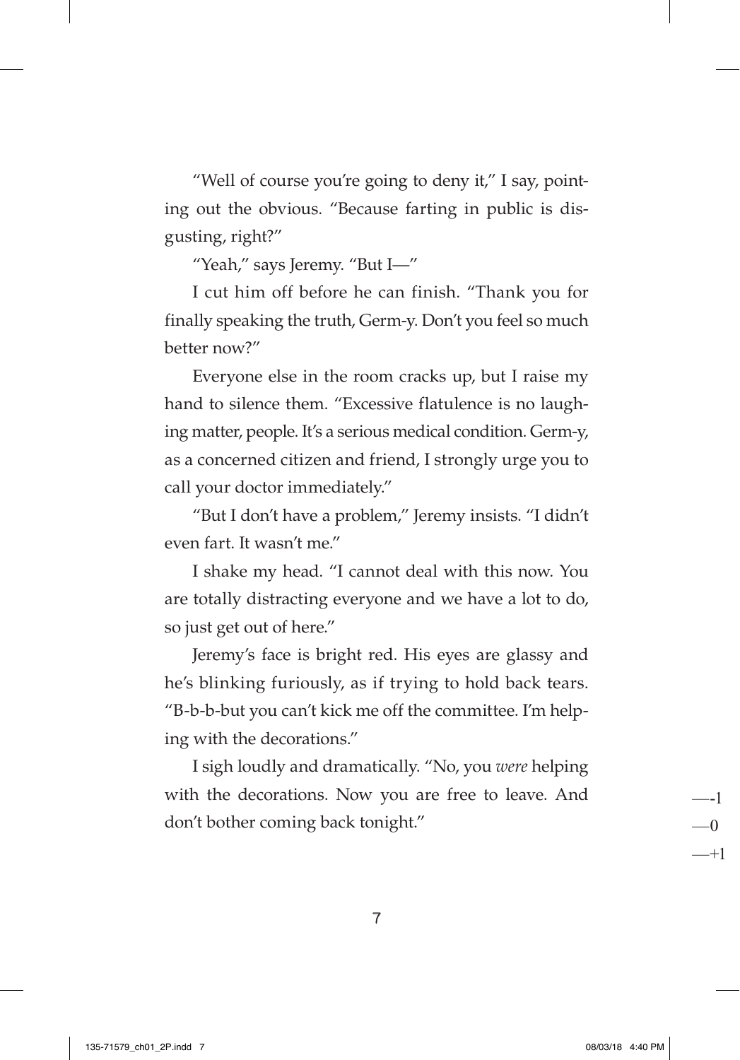"Well of course you're going to deny it," I say, pointing out the obvious. "Because farting in public is disgusting, right?"

"Yeah," says Jeremy. "But I—"

I cut him off before he can finish. "Thank you for finally speaking the truth, Germ-y. Don't you feel so much better now?"

Everyone else in the room cracks up, but I raise my hand to silence them. "Excessive flatulence is no laughing matter, people. It's a serious medical condition. Germ-y, as a concerned citizen and friend, I strongly urge you to call your doctor immediately."

"But I don't have a problem," Jeremy insists. "I didn't even fart. It wasn't me."

I shake my head. "I cannot deal with this now. You are totally distracting everyone and we have a lot to do, so just get out of here."

Jeremy's face is bright red. His eyes are glassy and he's blinking furiously, as if trying to hold back tears. "B-b-b-but you can't kick me off the committee. I'm helping with the decorations."

I sigh loudly and dramatically. "No, you *were* helping with the decorations. Now you are free to leave. And don't bother coming back tonight."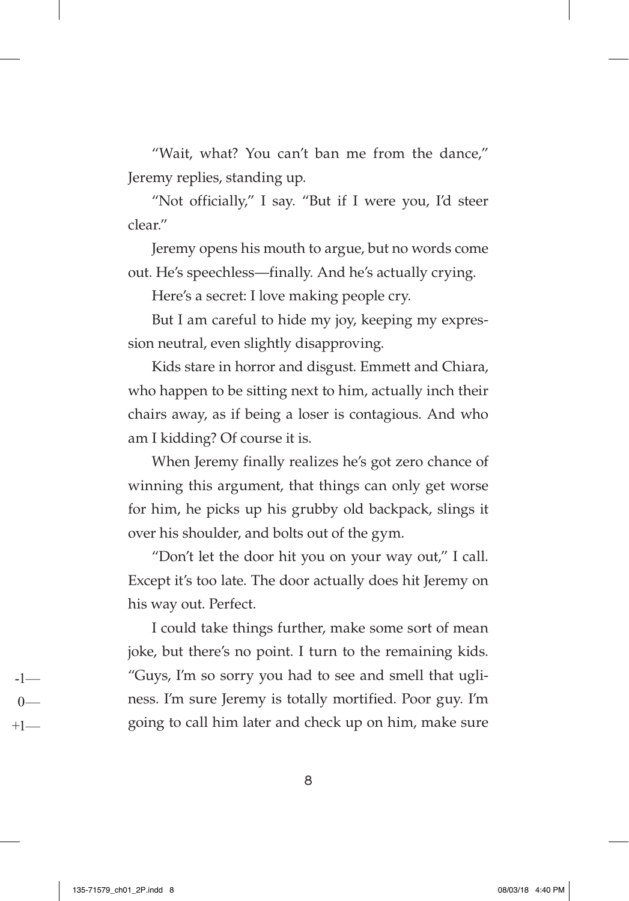"Wait, what? You can't ban me from the dance," Jeremy replies, standing up.

"Not officially," I say. "But if I were you, I'd steer clear."

Jeremy opens his mouth to argue, but no words come out. He's speechless—finally. And he's actually crying.

Here's a secret: I love making people cry.

But I am careful to hide my joy, keeping my expression neutral, even slightly disapproving.

Kids stare in horror and disgust. Emmett and Chiara, who happen to be sitting next to him, actually inch their chairs away, as if being a loser is contagious. And who am I kidding? Of course it is.

When Jeremy finally realizes he's got zero chance of winning this argument, that things can only get worse for him, he picks up his grubby old backpack, slings it over his shoulder, and bolts out of the gym.

"Don't let the door hit you on your way out," I call. Except it's too late. The door actually does hit Jeremy on his way out. Perfect.

I could take things further, make some sort of mean joke, but there's no point. I turn to the remaining kids. "Guys, I'm so sorry you had to see and smell that ugliness. I'm sure Jeremy is totally mortified. Poor guy. I'm going to call him later and check up on him, make sure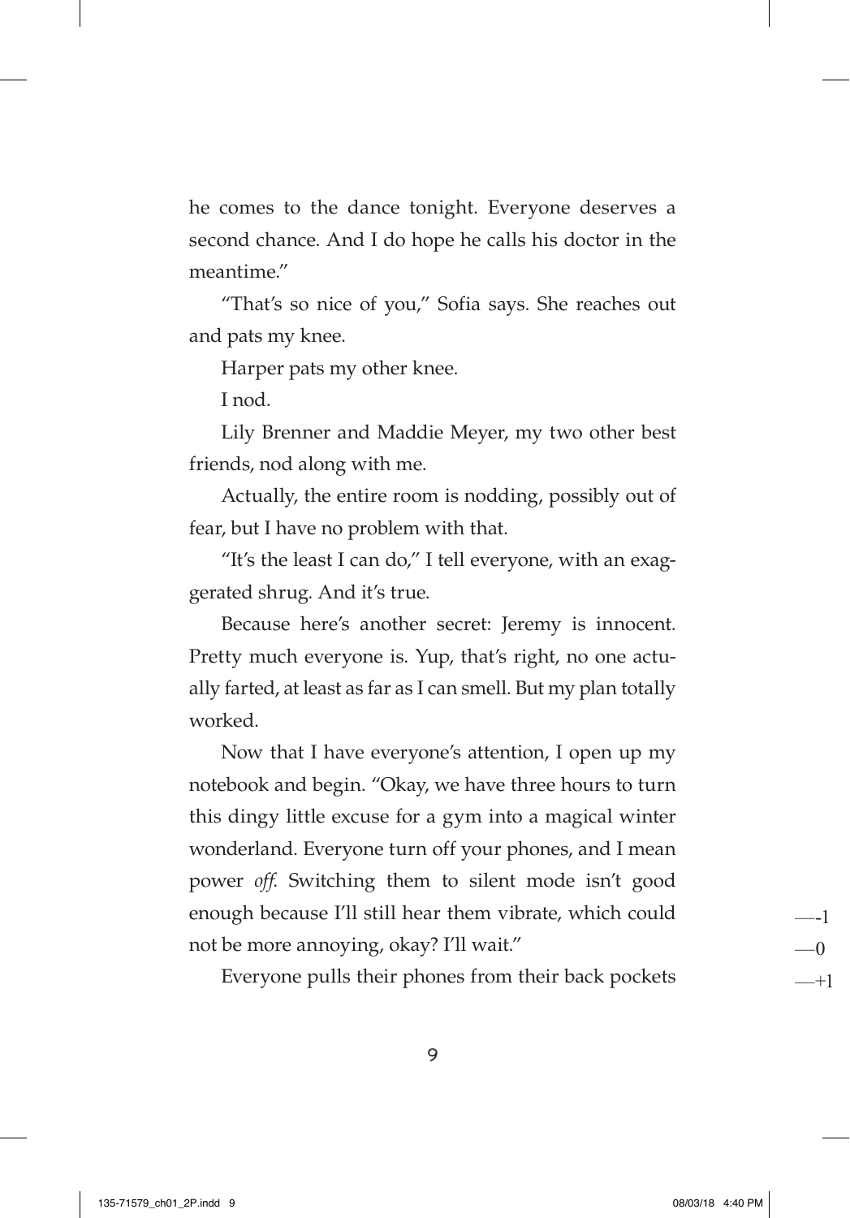he comes to the dance tonight. Everyone deserves a second chance. And I do hope he calls his doctor in the meantime."

"That's so nice of you," Sofia says. She reaches out and pats my knee.

Harper pats my other knee.

I nod.

Lily Brenner and Maddie Meyer, my two other best friends, nod along with me.

Actually, the entire room is nodding, possibly out of fear, but I have no problem with that.

"It's the least I can do," I tell everyone, with an exaggerated shrug. And it's true.

Because here's another secret: Jeremy is innocent. Pretty much everyone is. Yup, that's right, no one actually farted, at least as far as I can smell. But my plan totally worked.

Now that I have everyone's attention, I open up my notebook and begin. "Okay, we have three hours to turn this dingy little excuse for a gym into a magical winter wonderland. Everyone turn off your phones, and I mean power *off*. Switching them to silent mode isn't good enough because I'll still hear them vibrate, which could not be more annoying, okay? I'll wait."

Everyone pulls their phones from their back pockets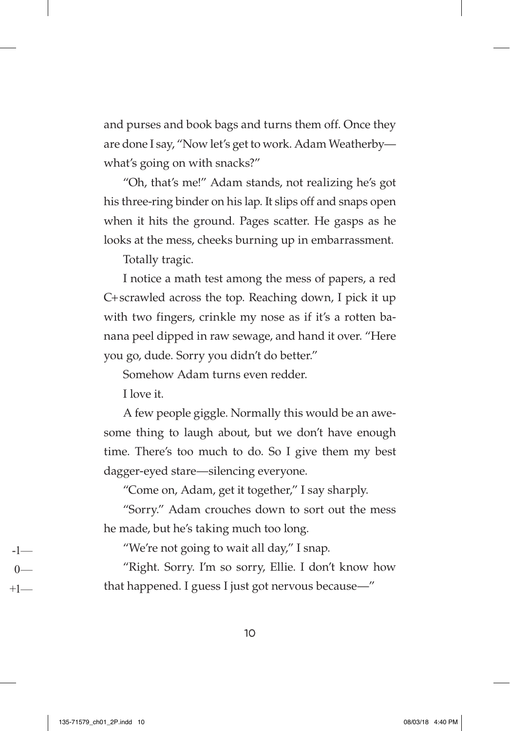and purses and book bags and turns them off. Once they are done I say, "Now let's get to work. Adam Weatherby—what's going on with snacks?"

"Oh, that's me!" Adam stands, not realizing he's got his three-ring binder on his lap. It slips off and snaps open when it hits the ground. Pages scatter. He gasps as he looks at the mess, cheeks burning up in embarrassment.

Totally tragic.

I notice a math test among the mess of papers, a red C+ scrawled across the top. Reaching down, I pick it up with two fingers, crinkle my nose as if it's a rotten banana peel dipped in raw sewage, and hand it over. "Here you go, dude. Sorry you didn't do better."

Somehow Adam turns even redder.

I love it.

A few people giggle. Normally this would be an awesome thing to laugh about, but we don't have enough time. There's too much to do. So I give them my best dagger-eyed stare—silencing everyone.

"Come on, Adam, get it together," I say sharply.

"Sorry." Adam crouches down to sort out the mess he made, but he's taking much too long.

"We're not going to wait all day," I snap.

"Right. Sorry. I'm so sorry, Ellie. I don't know how that happened. I guess I just got nervous because—"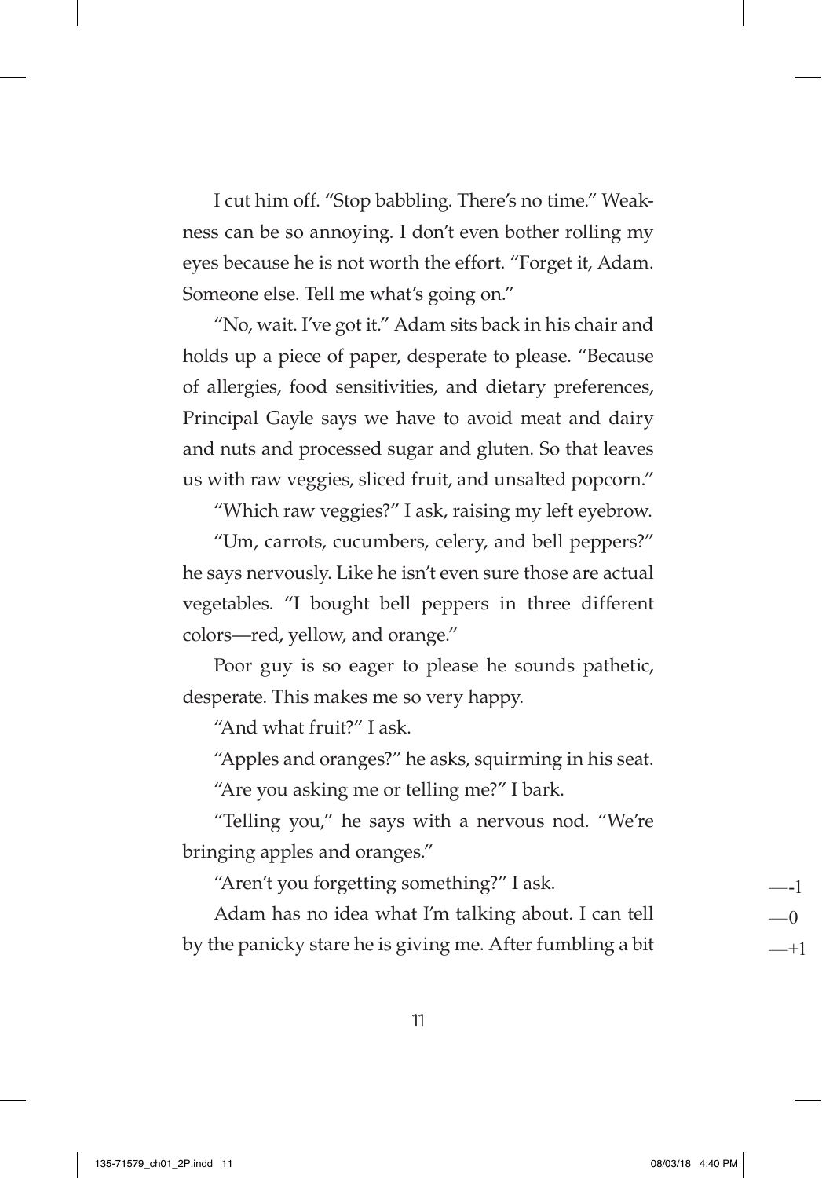I cut him off. "Stop babbling. There's no time." Weakness can be so annoying. I don't even bother rolling my eyes because he is not worth the effort. "Forget it, Adam. Someone else. Tell me what's going on."

"No, wait. I've got it." Adam sits back in his chair and holds up a piece of paper, desperate to please. "Because of allergies, food sensitivities, and dietary preferences, Principal Gayle says we have to avoid meat and dairy and nuts and processed sugar and gluten. So that leaves us with raw veggies, sliced fruit, and unsalted popcorn."

"Which raw veggies?" I ask, raising my left eyebrow.

"Um, carrots, cucumbers, celery, and bell peppers?" he says nervously. Like he isn't even sure those are actual vegetables. "I bought bell peppers in three different colors—red, yellow, and orange."

Poor guy is so eager to please he sounds pathetic, desperate. This makes me so very happy.

"And what fruit?" I ask.

"Apples and oranges?" he asks, squirming in his seat.

"Are you asking me or telling me?" I bark.

"Telling you," he says with a nervous nod. "We're bringing apples and oranges."

"Aren't you forgetting something?" I ask.

Adam has no idea what I'm talking about. I can tell by the panicky stare he is giving me. After fumbling a bit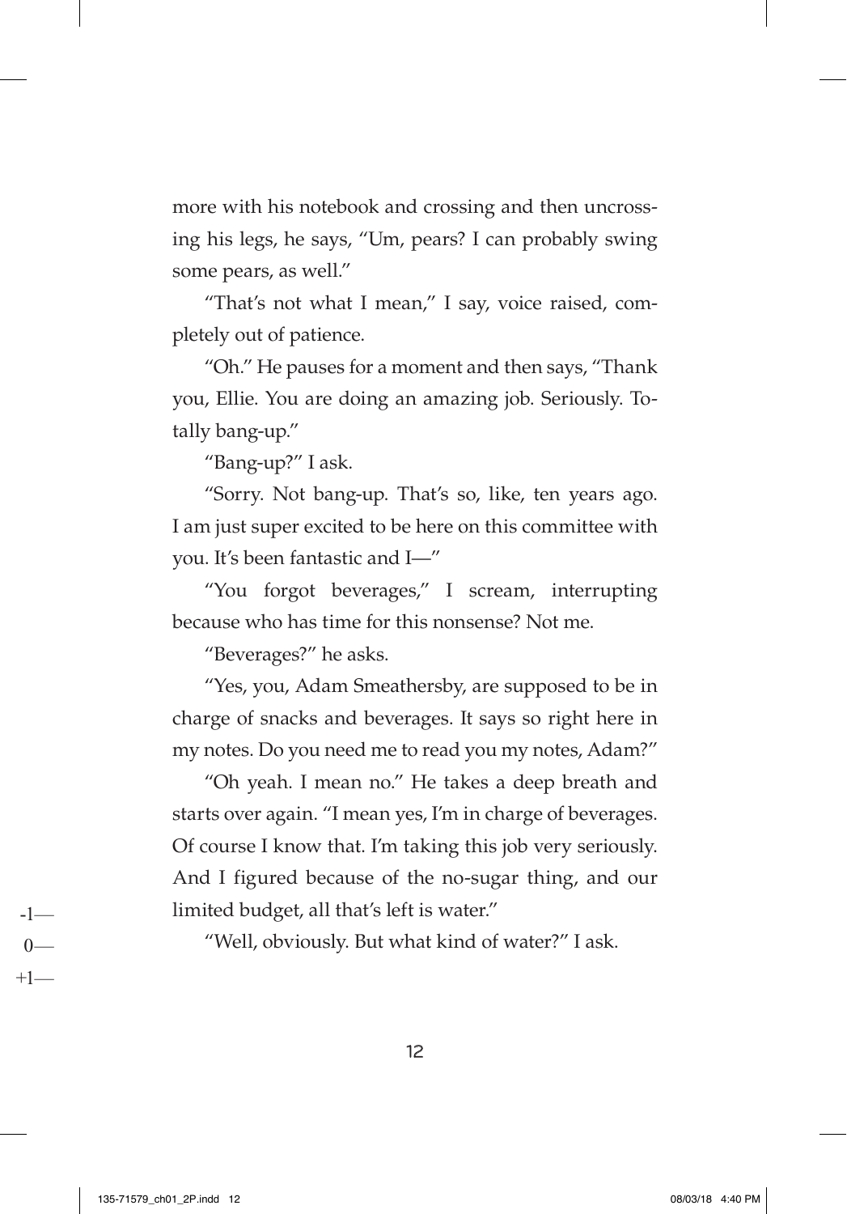more with his notebook and crossing and then uncrossing his legs, he says, "Um, pears? I can probably swing some pears, as well."

"That's not what I mean," I say, voice raised, completely out of patience.

"Oh." He pauses for a moment and then says, "Thank you, Ellie. You are doing an amazing job. Seriously. Totally bang-up."

"Bang-up?" I ask.

"Sorry. Not bang-up. That's so, like, ten years ago. I am just super excited to be here on this committee with you. It's been fantastic and I—"

"You forgot beverages," I scream, interrupting because who has time for this nonsense? Not me.

"Beverages?" he asks.

"Yes, you, Adam Smeathersby, are supposed to be in charge of snacks and beverages. It says so right here in my notes. Do you need me to read you my notes, Adam?"

"Oh yeah. I mean no." He takes a deep breath and starts over again. "I mean yes, I'm in charge of beverages. Of course I know that. I'm taking this job very seriously. And I figured because of the no-sugar thing, and our limited budget, all that's left is water."

"Well, obviously. But what kind of water?" I ask.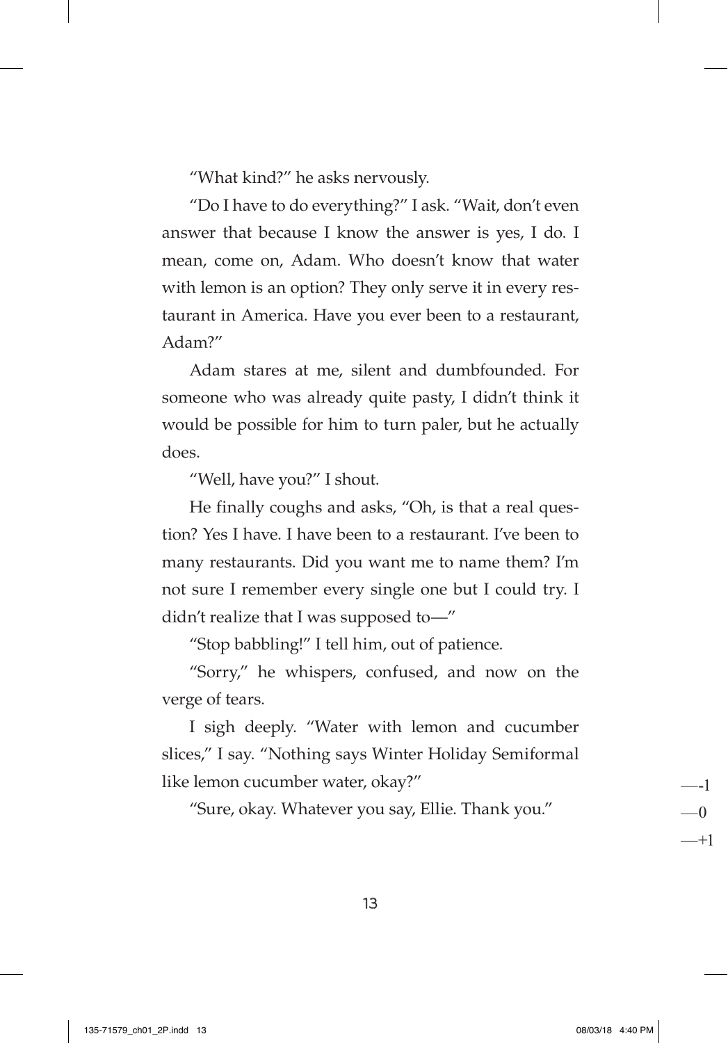"What kind?" he asks nervously.

"Do I have to do everything?" I ask. "Wait, don't even answer that because I know the answer is yes, I do. I mean, come on, Adam. Who doesn't know that water with lemon is an option? They only serve it in every restaurant in America. Have you ever been to a restaurant, Adam?"

Adam stares at me, silent and dumbfounded. For someone who was already quite pasty, I didn't think it would be possible for him to turn paler, but he actually does.

"Well, have you?" I shout.

He finally coughs and asks, "Oh, is that a real question? Yes I have. I have been to a restaurant. I've been to many restaurants. Did you want me to name them? I'm not sure I remember every single one but I could try. I didn't realize that I was supposed to—"

"Stop babbling!" I tell him, out of patience.

"Sorry," he whispers, confused, and now on the verge of tears.

I sigh deeply. "Water with lemon and cucumber slices," I say. "Nothing says Winter Holiday Semiformal like lemon cucumber water, okay?"

"Sure, okay. Whatever you say, Ellie. Thank you."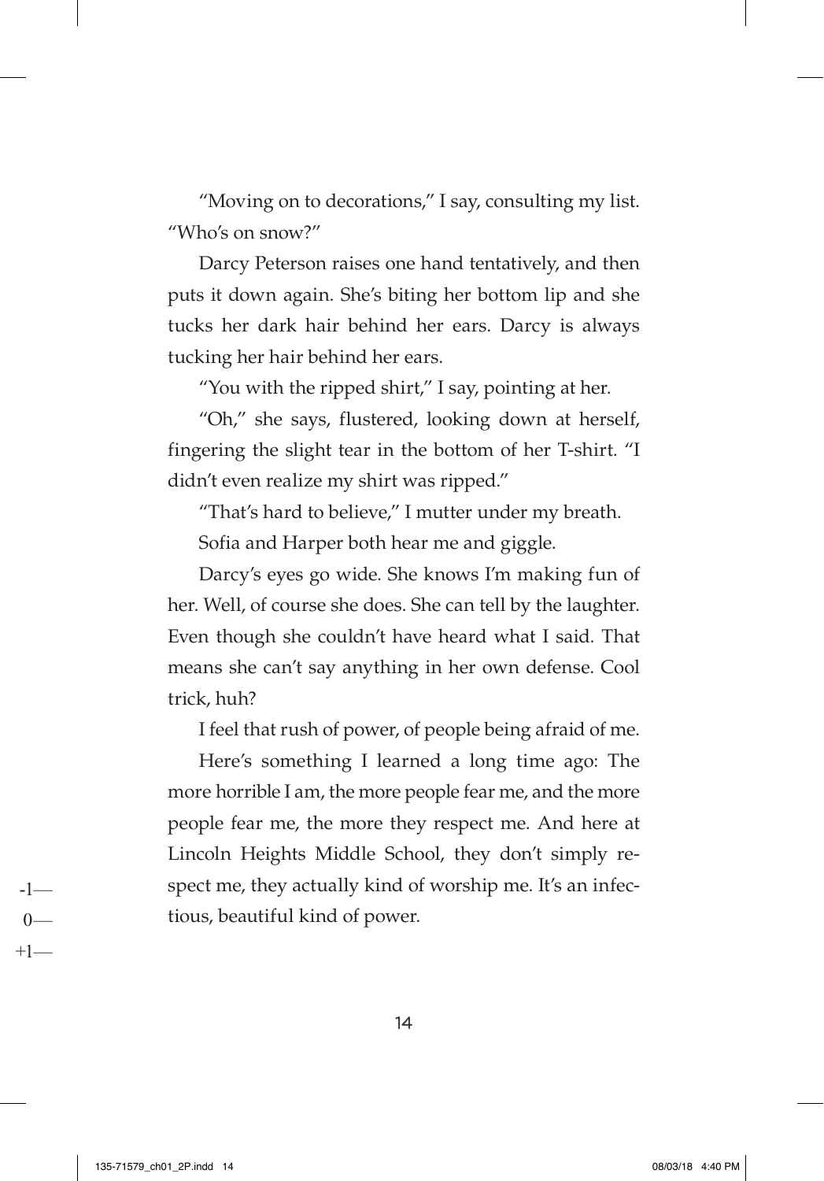"Moving on to decorations," I say, consulting my list. "Who's on snow?"

Darcy Peterson raises one hand tentatively, and then puts it down again. She's biting her bottom lip and she tucks her dark hair behind her ears. Darcy is always tucking her hair behind her ears.

"You with the ripped shirt," I say, pointing at her.

"Oh," she says, flustered, looking down at herself, fingering the slight tear in the bottom of her T-shirt. "I didn't even realize my shirt was ripped."

"That's hard to believe," I mutter under my breath.

Sofia and Harper both hear me and giggle.

Darcy's eyes go wide. She knows I'm making fun of her. Well, of course she does. She can tell by the laughter. Even though she couldn't have heard what I said. That means she can't say anything in her own defense. Cool trick, huh?

I feel that rush of power, of people being afraid of me.

Here's something I learned a long time ago: The more horrible I am, the more people fear me, and the more people fear me, the more they respect me. And here at Lincoln Heights Middle School, they don't simply respect me, they actually kind of worship me. It's an infectious, beautiful kind of power.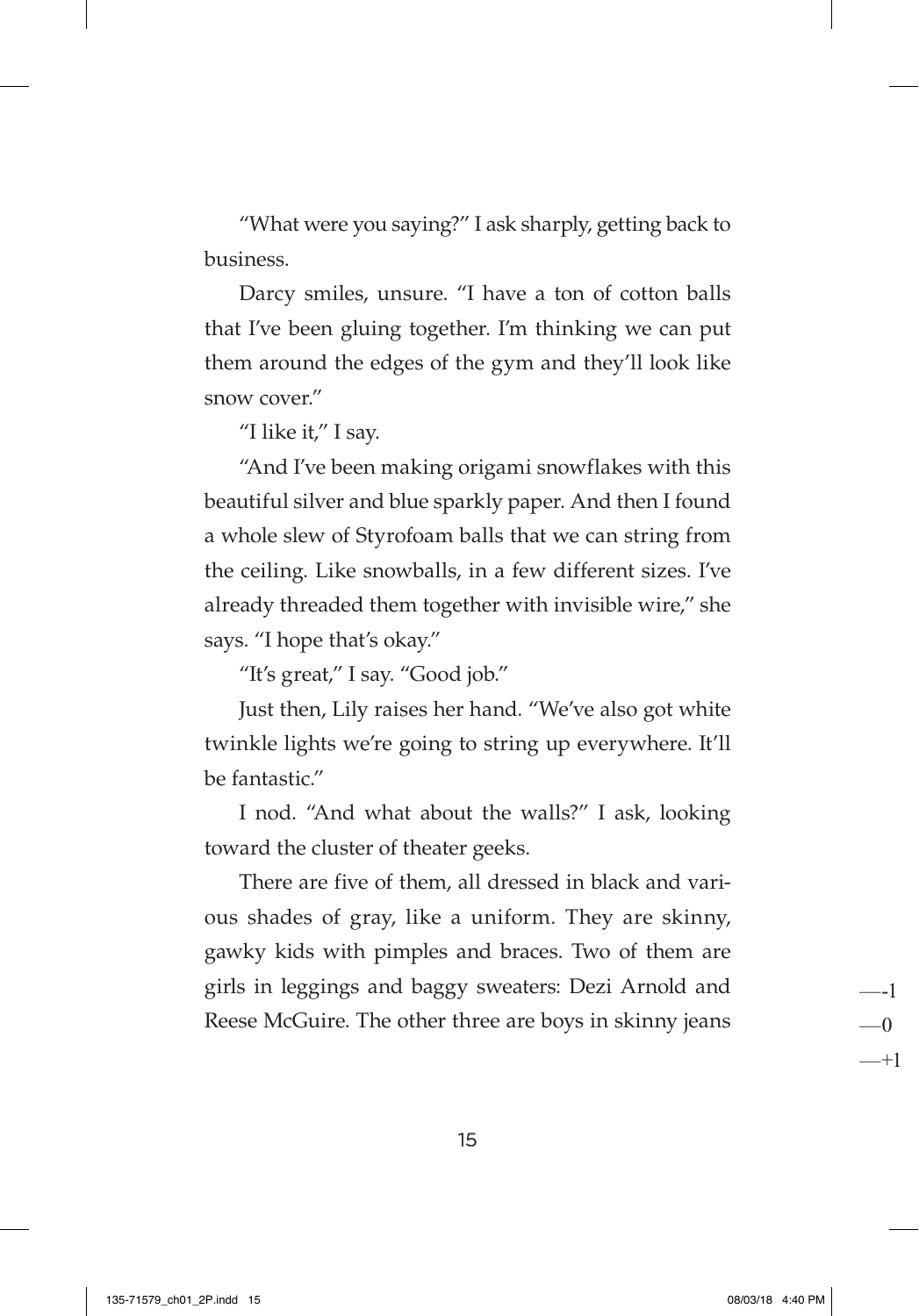"What were you saying?" I ask sharply, getting back to business.

Darcy smiles, unsure. "I have a ton of cotton balls that I've been gluing together. I'm thinking we can put them around the edges of the gym and they'll look like snow cover."

"I like it," I say.

"And I've been making origami snowflakes with this beautiful silver and blue sparkly paper. And then I found a whole slew of Styrofoam balls that we can string from the ceiling. Like snowballs, in a few different sizes. I've already threaded them together with invisible wire," she says. "I hope that's okay."

"It's great," I say. "Good job."

Just then, Lily raises her hand. "We've also got white twinkle lights we're going to string up everywhere. It'll be fantastic."

I nod. "And what about the walls?" I ask, looking toward the cluster of theater geeks.

There are five of them, all dressed in black and various shades of gray, like a uniform. They are skinny, gawky kids with pimples and braces. Two of them are girls in leggings and baggy sweaters: Dezi Arnold and Reese McGuire. The other three are boys in skinny jeans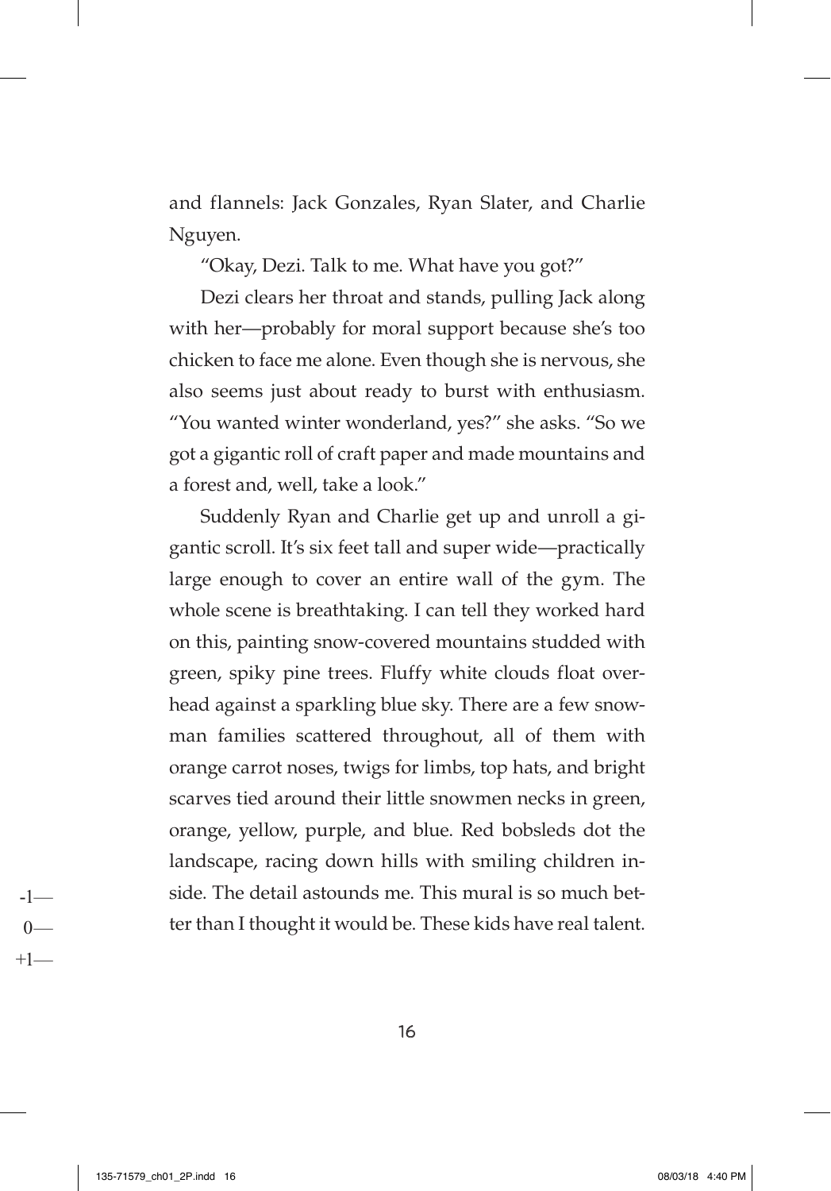and flannels: Jack Gonzales, Ryan Slater, and Charlie Nguyen.

"Okay, Dezi. Talk to me. What have you got?"

Dezi clears her throat and stands, pulling Jack along with her—probably for moral support because she's too chicken to face me alone. Even though she is nervous, she also seems just about ready to burst with enthusiasm. "You wanted winter wonderland, yes?" she asks. "So we got a gigantic roll of craft paper and made mountains and a forest and, well, take a look."

Suddenly Ryan and Charlie get up and unroll a gigantic scroll. It's six feet tall and super wide—practically large enough to cover an entire wall of the gym. The whole scene is breathtaking. I can tell they worked hard on this, painting snow-covered mountains studded with green, spiky pine trees. Fluffy white clouds float overhead against a sparkling blue sky. There are a few snowman families scattered throughout, all of them with orange carrot noses, twigs for limbs, top hats, and bright scarves tied around their little snowmen necks in green, orange, yellow, purple, and blue. Red bobsleds dot the landscape, racing down hills with smiling children inside. The detail astounds me. This mural is so much better than I thought it would be. These kids have real talent.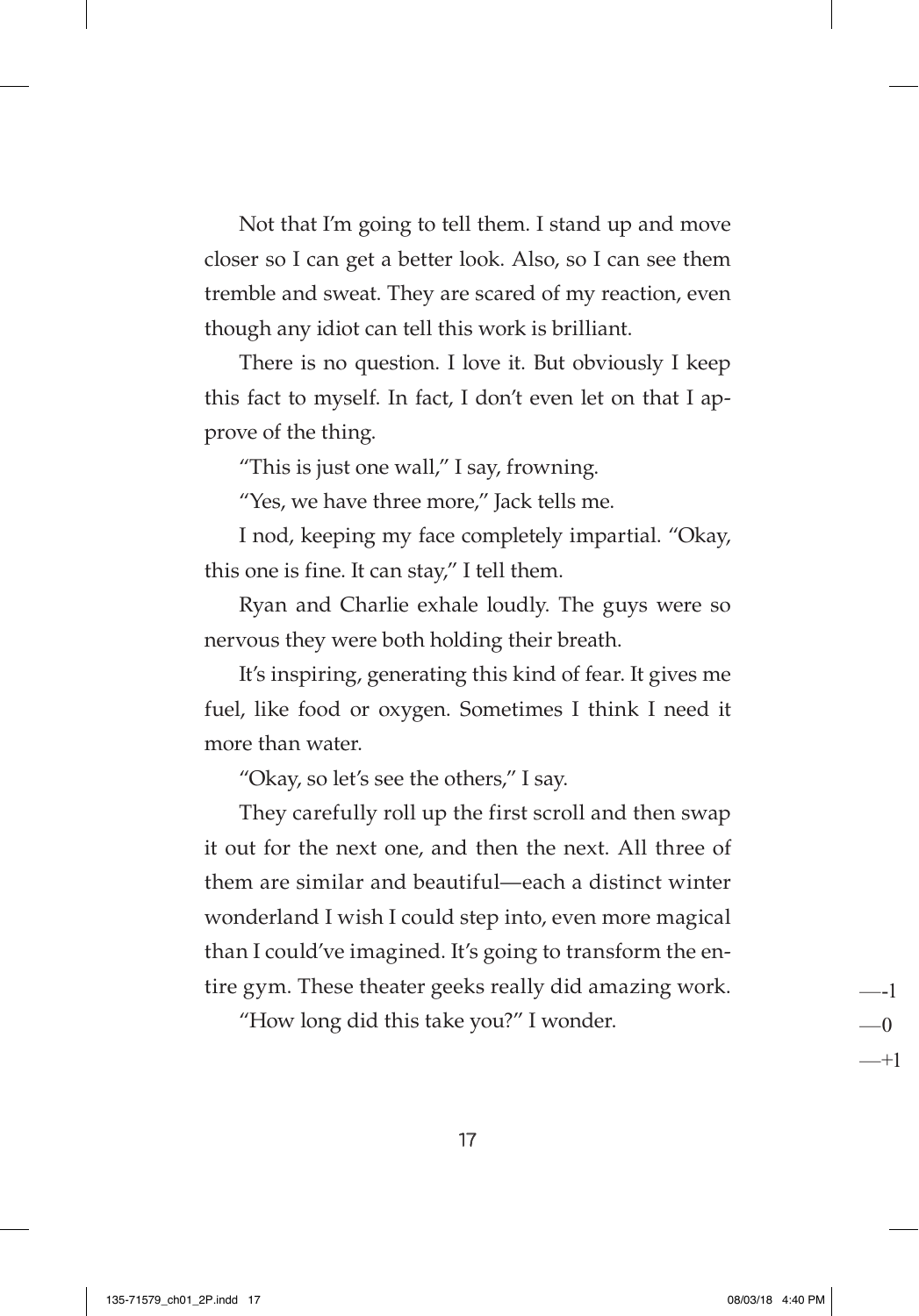Not that I'm going to tell them. I stand up and move closer so I can get a better look. Also, so I can see them tremble and sweat. They are scared of my reaction, even though any idiot can tell this work is brilliant.

There is no question. I love it. But obviously I keep this fact to myself. In fact, I don't even let on that I approve of the thing.

"This is just one wall," I say, frowning.

"Yes, we have three more," Jack tells me.

I nod, keeping my face completely impartial. "Okay, this one is fine. It can stay," I tell them.

Ryan and Charlie exhale loudly. The guys were so nervous they were both holding their breath.

It's inspiring, generating this kind of fear. It gives me fuel, like food or oxygen. Sometimes I think I need it more than water.

"Okay, so let's see the others," I say.

They carefully roll up the first scroll and then swap it out for the next one, and then the next. All three of them are similar and beautiful—each a distinct winter wonderland I wish I could step into, even more magical than I could've imagined. It's going to transform the entire gym. These theater geeks really did amazing work.

"How long did this take you?" I wonder.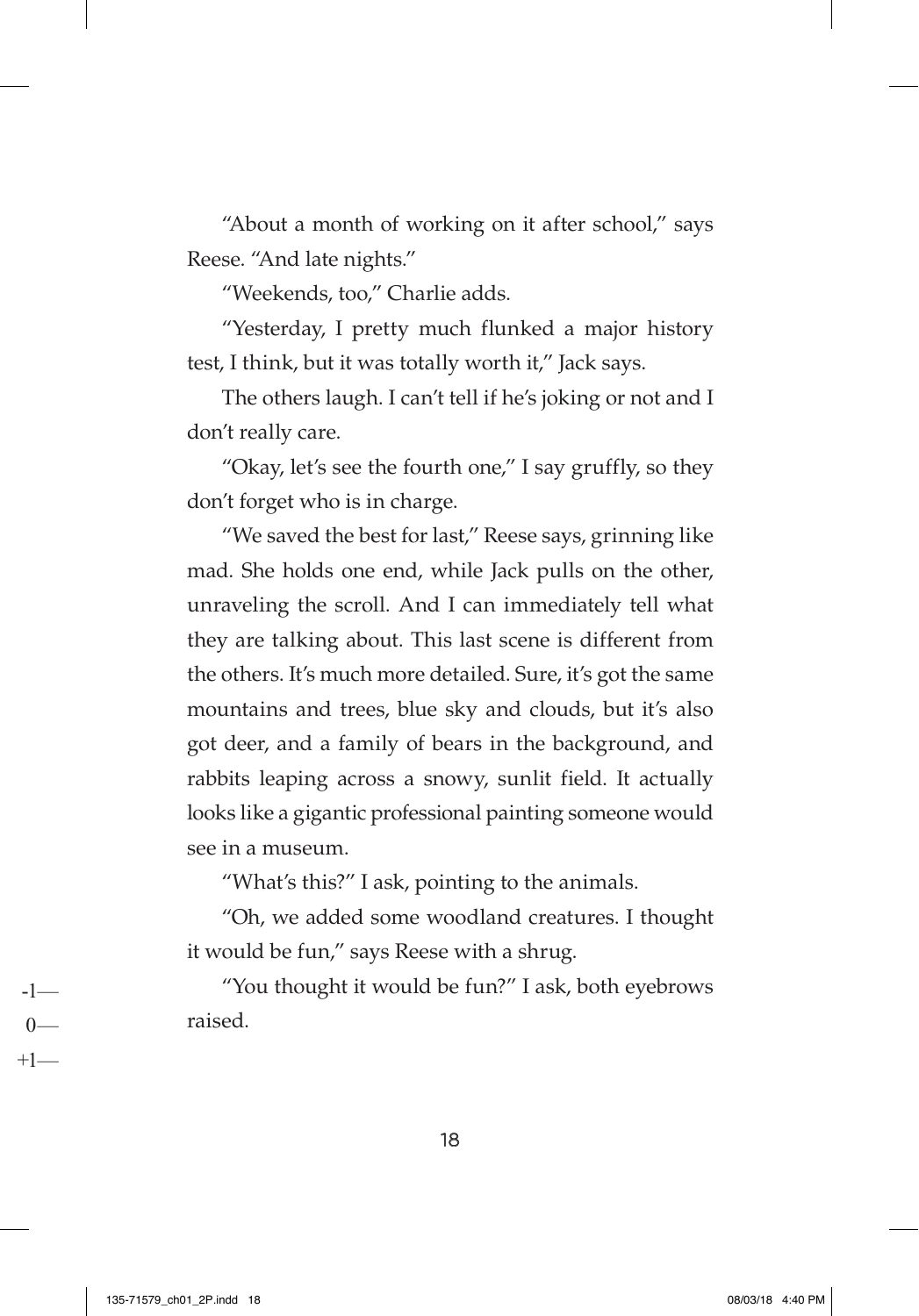"About a month of working on it after school," says Reese. "And late nights."

"Weekends, too," Charlie adds.

"Yesterday, I pretty much flunked a major history test, I think, but it was totally worth it," Jack says.

The others laugh. I can't tell if he's joking or not and I don't really care.

"Okay, let's see the fourth one," I say gruffly, so they don't forget who is in charge.

"We saved the best for last," Reese says, grinning like mad. She holds one end, while Jack pulls on the other, unraveling the scroll. And I can immediately tell what they are talking about. This last scene is different from the others. It's much more detailed. Sure, it's got the same mountains and trees, blue sky and clouds, but it's also got deer, and a family of bears in the background, and rabbits leaping across a snowy, sunlit field. It actually looks like a gigantic professional painting someone would see in a museum.

"What's this?" I ask, pointing to the animals.

"Oh, we added some woodland creatures. I thought it would be fun," says Reese with a shrug.

"You thought it would be fun?" I ask, both eyebrows raised.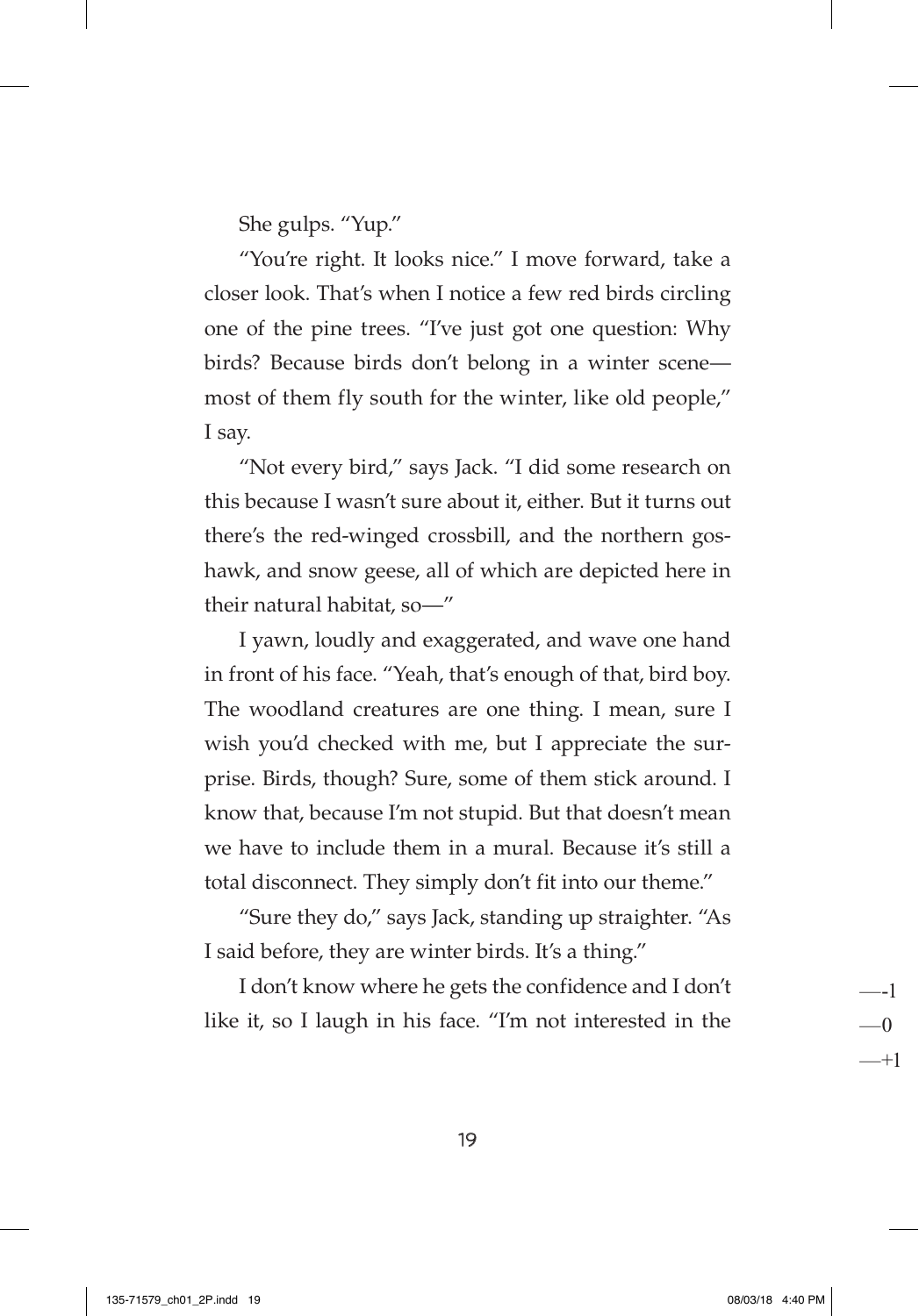She gulps. "Yup."

"You're right. It looks nice." I move forward, take a closer look. That's when I notice a few red birds circling one of the pine trees. "I've just got one question: Why birds? Because birds don't belong in a winter scene—most of them fly south for the winter, like old people," I say.

"Not every bird," says Jack. "I did some research on this because I wasn't sure about it, either. But it turns out there's the red-winged crossbill, and the northern goshawk, and snow geese, all of which are depicted here in their natural habitat, so—"

I yawn, loudly and exaggerated, and wave one hand in front of his face. "Yeah, that's enough of that, bird boy. The woodland creatures are one thing. I mean, sure I wish you'd checked with me, but I appreciate the surprise. Birds, though? Sure, some of them stick around. I know that, because I'm not stupid. But that doesn't mean we have to include them in a mural. Because it's still a total disconnect. They simply don't fit into our theme."

"Sure they do," says Jack, standing up straighter. "As I said before, they are winter birds. It's a thing."

I don't know where he gets the confidence and I don't like it, so I laugh in his face. "I'm not interested in the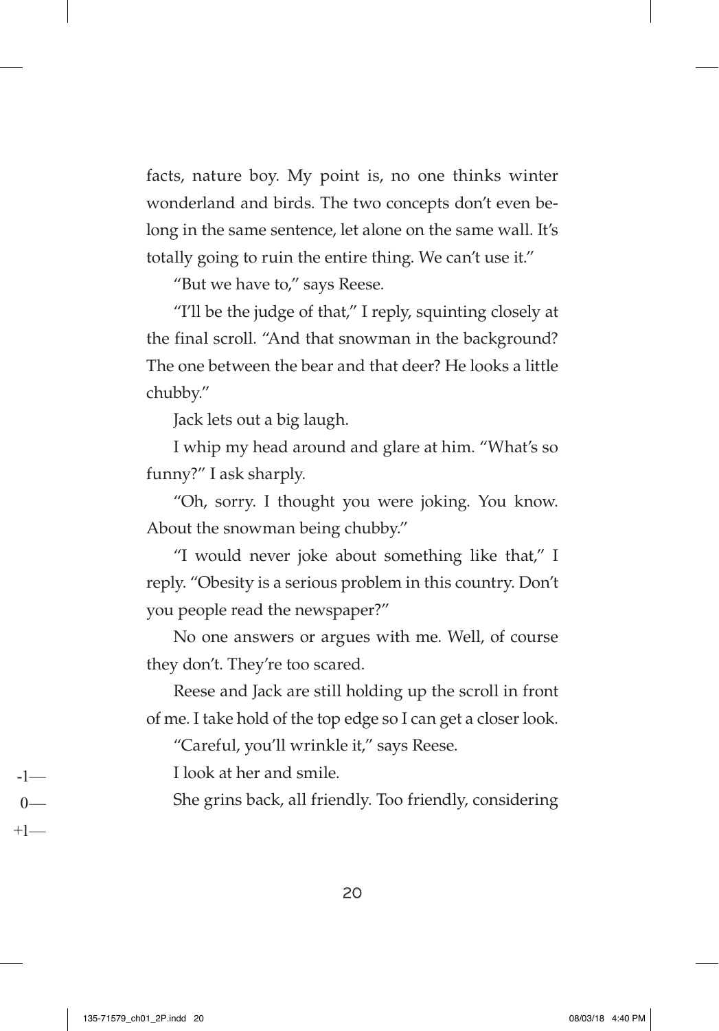facts, nature boy. My point is, no one thinks winter wonderland and birds. The two concepts don't even belong in the same sentence, let alone on the same wall. It's totally going to ruin the entire thing. We can't use it."

"But we have to," says Reese.

"I'll be the judge of that," I reply, squinting closely at the final scroll. "And that snowman in the background? The one between the bear and that deer? He looks a little chubby."

Jack lets out a big laugh.

I whip my head around and glare at him. "What's so funny?" I ask sharply.

"Oh, sorry. I thought you were joking. You know. About the snowman being chubby."

"I would never joke about something like that," I reply. "Obesity is a serious problem in this country. Don't you people read the newspaper?"

No one answers or argues with me. Well, of course they don't. They're too scared.

Reese and Jack are still holding up the scroll in front of me. I take hold of the top edge so I can get a closer look.

"Careful, you'll wrinkle it," says Reese.

I look at her and smile.

She grins back, all friendly. Too friendly, considering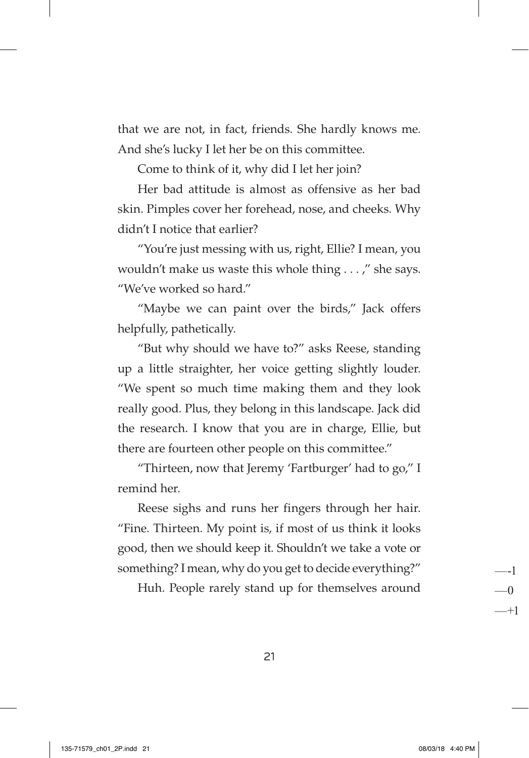that we are not, in fact, friends. She hardly knows me. And she's lucky I let her be on this committee.

Come to think of it, why did I let her join?

Her bad attitude is almost as offensive as her bad skin. Pimples cover her forehead, nose, and cheeks. Why didn't I notice that earlier?

"You're just messing with us, right, Ellie? I mean, you wouldn't make us waste this whole thing . . . ," she says. "We've worked so hard."

"Maybe we can paint over the birds," Jack offers helpfully, pathetically.

"But why should we have to?" asks Reese, standing up a little straighter, her voice getting slightly louder. "We spent so much time making them and they look really good. Plus, they belong in this landscape. Jack did the research. I know that you are in charge, Ellie, but there are fourteen other people on this committee."

"Thirteen, now that Jeremy 'Fartburger' had to go," I remind her.

Reese sighs and runs her fingers through her hair. "Fine. Thirteen. My point is, if most of us think it looks good, then we should keep it. Shouldn't we take a vote or something? I mean, why do you get to decide everything?"

Huh. People rarely stand up for themselves around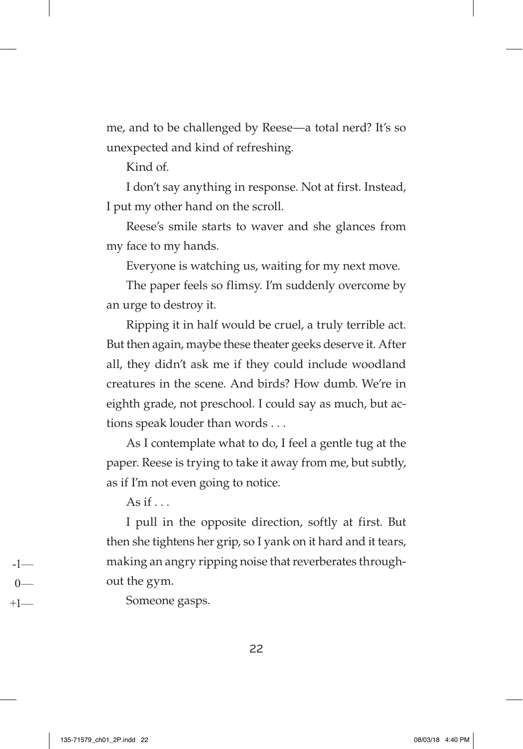me, and to be challenged by Reese—a total nerd? It's so unexpected and kind of refreshing.

Kind of.

I don't say anything in response. Not at first. Instead, I put my other hand on the scroll.

Reese's smile starts to waver and she glances from my face to my hands.

Everyone is watching us, waiting for my next move.

The paper feels so flimsy. I'm suddenly overcome by an urge to destroy it.

Ripping it in half would be cruel, a truly terrible act. But then again, maybe these theater geeks deserve it. After all, they didn't ask me if they could include woodland creatures in the scene. And birds? How dumb. We're in eighth grade, not preschool. I could say as much, but actions speak louder than words . . .

As I contemplate what to do, I feel a gentle tug at the paper. Reese is trying to take it away from me, but subtly, as if I'm not even going to notice.

As if . . .

I pull in the opposite direction, softly at first. But then she tightens her grip, so I yank on it hard and it tears, making an angry ripping noise that reverberates throughout the gym.

Someone gasps.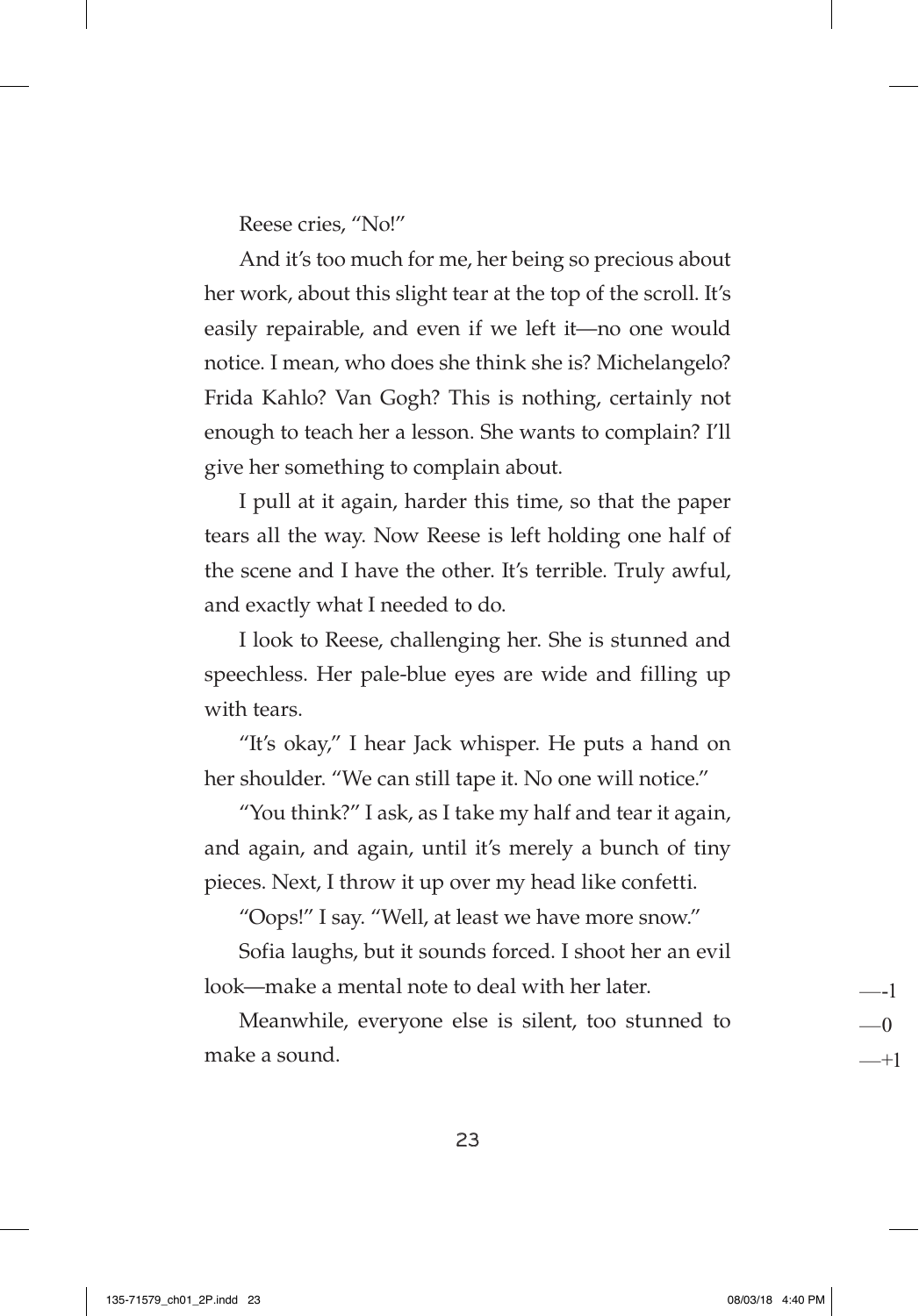Reese cries, "No!"

And it's too much for me, her being so precious about her work, about this slight tear at the top of the scroll. It's easily repairable, and even if we left it—no one would notice. I mean, who does she think she is? Michelangelo? Frida Kahlo? Van Gogh? This is nothing, certainly not enough to teach her a lesson. She wants to complain? I'll give her something to complain about.

I pull at it again, harder this time, so that the paper tears all the way. Now Reese is left holding one half of the scene and I have the other. It's terrible. Truly awful, and exactly what I needed to do.

I look to Reese, challenging her. She is stunned and speechless. Her pale-blue eyes are wide and filling up with tears.

"It's okay," I hear Jack whisper. He puts a hand on her shoulder. "We can still tape it. No one will notice."

"You think?" I ask, as I take my half and tear it again, and again, and again, until it's merely a bunch of tiny pieces. Next, I throw it up over my head like confetti.

"Oops!" I say. "Well, at least we have more snow."

Sofia laughs, but it sounds forced. I shoot her an evil look—make a mental note to deal with her later.

Meanwhile, everyone else is silent, too stunned to make a sound.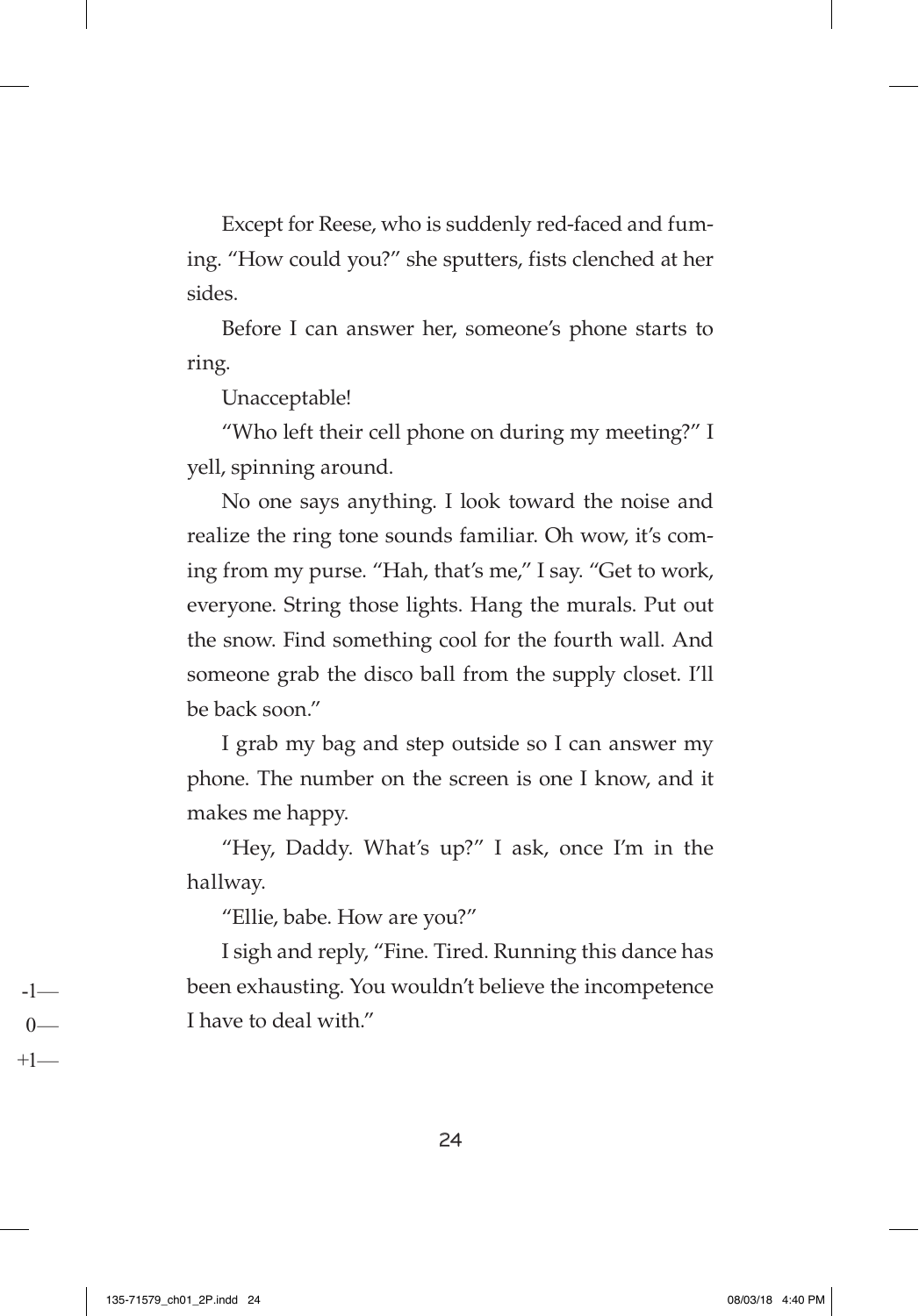Except for Reese, who is suddenly red-faced and fuming. "How could you?" she sputters, fists clenched at her sides.

Before I can answer her, someone's phone starts to ring.

Unacceptable!

"Who left their cell phone on during my meeting?" I yell, spinning around.

No one says anything. I look toward the noise and realize the ring tone sounds familiar. Oh wow, it's coming from my purse. "Hah, that's me," I say. "Get to work, everyone. String those lights. Hang the murals. Put out the snow. Find something cool for the fourth wall. And someone grab the disco ball from the supply closet. I'll be back soon."

I grab my bag and step outside so I can answer my phone. The number on the screen is one I know, and it makes me happy.

"Hey, Daddy. What's up?" I ask, once I'm in the hallway.

"Ellie, babe. How are you?"

I sigh and reply, "Fine. Tired. Running this dance has been exhausting. You wouldn't believe the incompetence I have to deal with."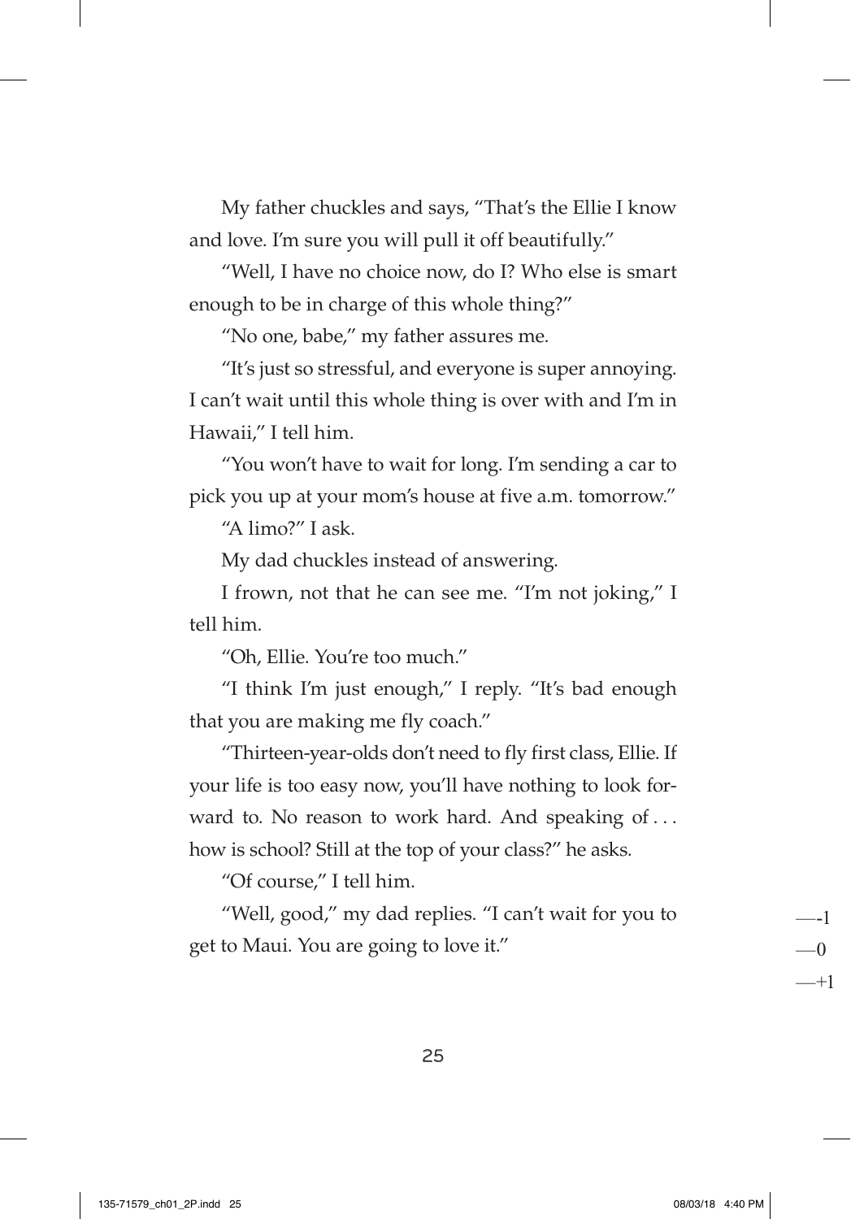My father chuckles and says, "That's the Ellie I know and love. I'm sure you will pull it off beautifully."

"Well, I have no choice now, do I? Who else is smart enough to be in charge of this whole thing?"

"No one, babe," my father assures me.

"It's just so stressful, and everyone is super annoying. I can't wait until this whole thing is over with and I'm in Hawaii," I tell him.

"You won't have to wait for long. I'm sending a car to pick you up at your mom's house at five a.m. tomorrow."

"A limo?" I ask.

My dad chuckles instead of answering.

I frown, not that he can see me. "I'm not joking," I tell him.

"Oh, Ellie. You're too much."

"I think I'm just enough," I reply. "It's bad enough that you are making me fly coach."

"Thirteen-year-olds don't need to fly first class, Ellie. If your life is too easy now, you'll have nothing to look forward to. No reason to work hard. And speaking of . . . how is school? Still at the top of your class?" he asks.

"Of course," I tell him.

"Well, good," my dad replies. "I can't wait for you to get to Maui. You are going to love it."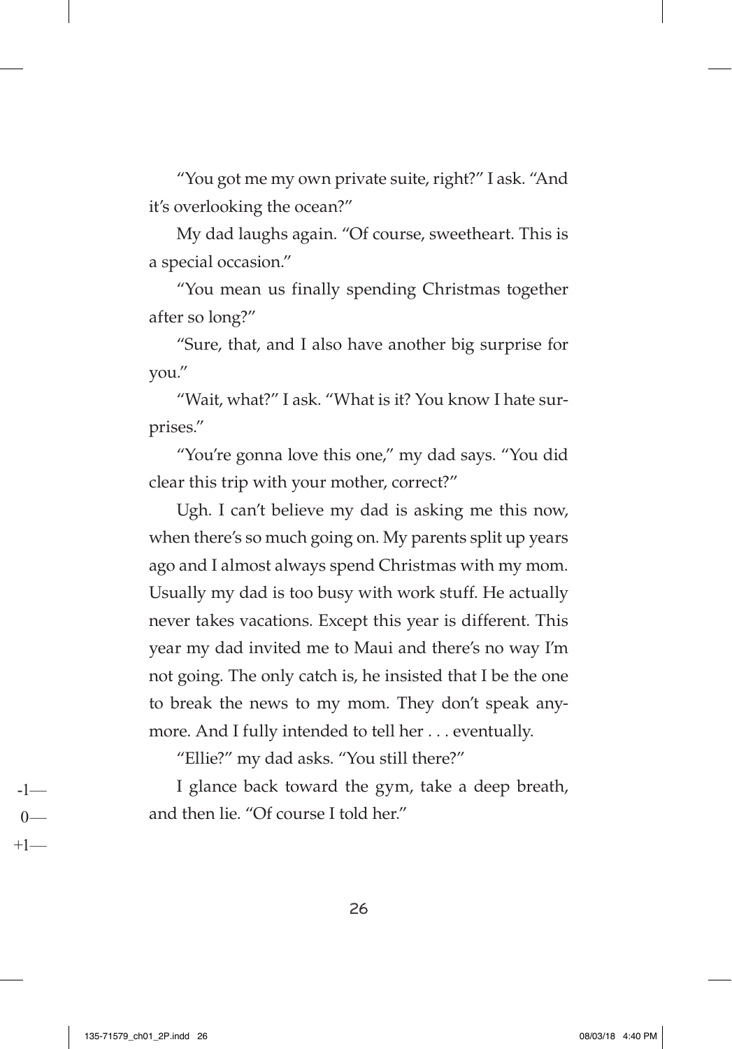"You got me my own private suite, right?" I ask. "And it's overlooking the ocean?"

My dad laughs again. "Of course, sweetheart. This is a special occasion."

"You mean us finally spending Christmas together after so long?"

"Sure, that, and I also have another big surprise for you."

"Wait, what?" I ask. "What is it? You know I hate surprises."

"You're gonna love this one," my dad says. "You did clear this trip with your mother, correct?"

Ugh. I can't believe my dad is asking me this now, when there's so much going on. My parents split up years ago and I almost always spend Christmas with my mom. Usually my dad is too busy with work stuff. He actually never takes vacations. Except this year is different. This year my dad invited me to Maui and there's no way I'm not going. The only catch is, he insisted that I be the one to break the news to my mom. They don't speak anymore. And I fully intended to tell her . . . eventually.

"Ellie?" my dad asks. "You still there?"

I glance back toward the gym, take a deep breath, and then lie. "Of course I told her."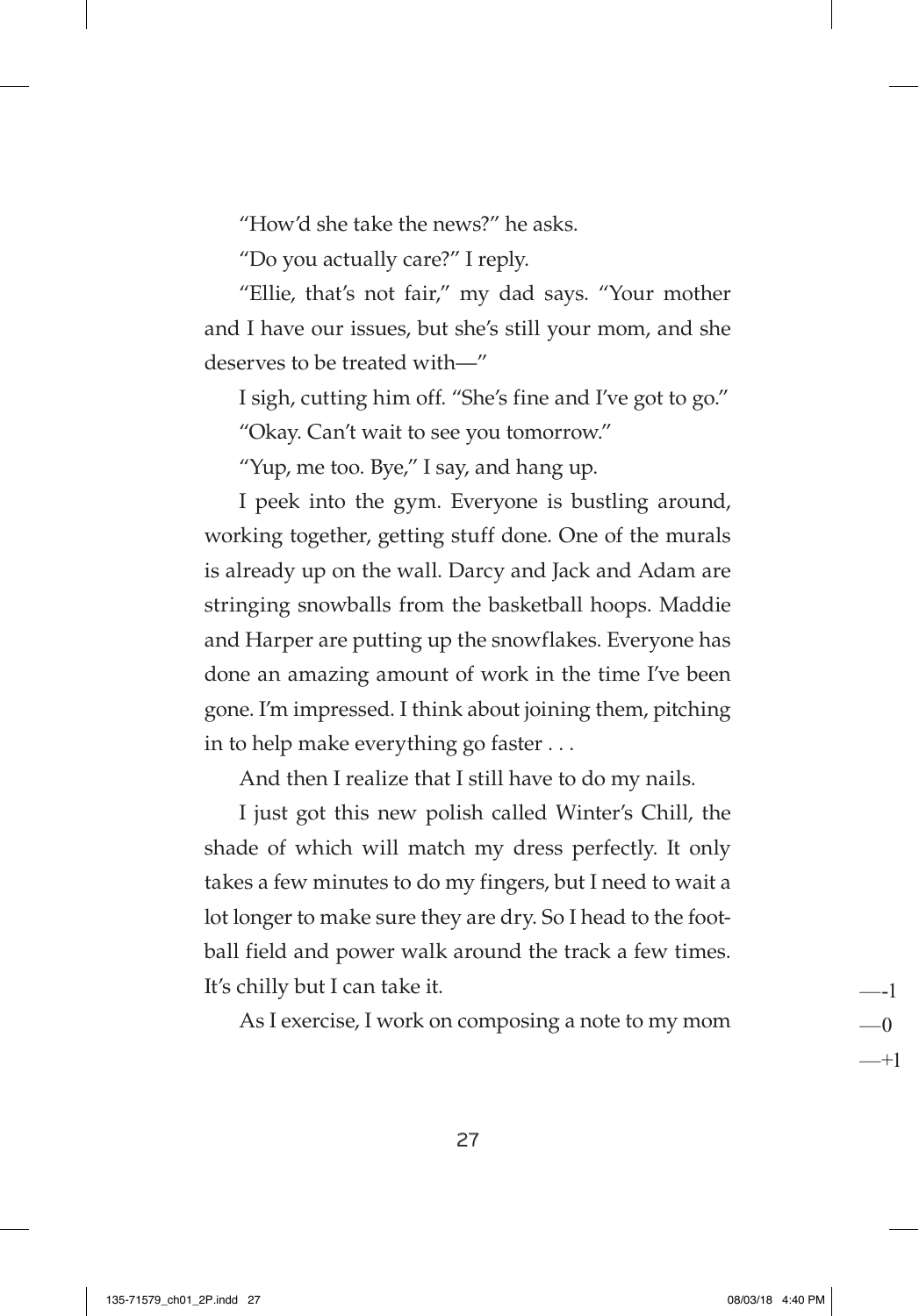"How'd she take the news?" he asks.

"Do you actually care?" I reply.

"Ellie, that's not fair," my dad says. "Your mother and I have our issues, but she's still your mom, and she deserves to be treated with—"

I sigh, cutting him off. "She's fine and I've got to go."

"Okay. Can't wait to see you tomorrow."

"Yup, me too. Bye," I say, and hang up.

I peek into the gym. Everyone is bustling around, working together, getting stuff done. One of the murals is already up on the wall. Darcy and Jack and Adam are stringing snowballs from the basketball hoops. Maddie and Harper are putting up the snowflakes. Everyone has done an amazing amount of work in the time I've been gone. I'm impressed. I think about joining them, pitching in to help make everything go faster . . .

And then I realize that I still have to do my nails.

I just got this new polish called Winter's Chill, the shade of which will match my dress perfectly. It only takes a few minutes to do my fingers, but I need to wait a lot longer to make sure they are dry. So I head to the football field and power walk around the track a few times. It's chilly but I can take it.

As I exercise, I work on composing a note to my mom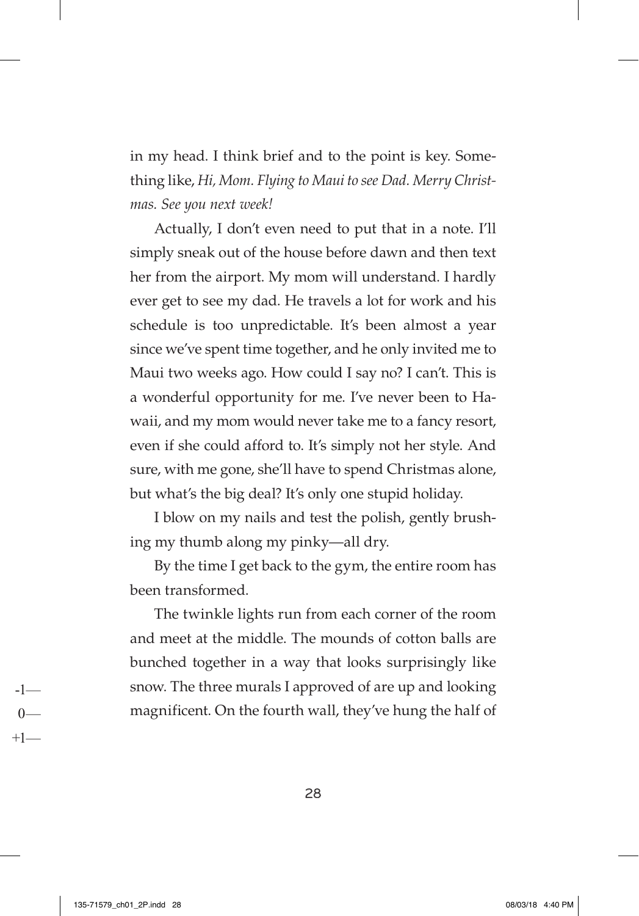in my head. I think brief and to the point is key. Something like, *Hi, Mom. Flying to Maui to see Dad. Merry Christmas. See you next week!*

Actually, I don't even need to put that in a note. I'll simply sneak out of the house before dawn and then text her from the airport. My mom will understand. I hardly ever get to see my dad. He travels a lot for work and his schedule is too unpredictable. It's been almost a year since we've spent time together, and he only invited me to Maui two weeks ago. How could I say no? I can't. This is a wonderful opportunity for me. I've never been to Hawaii, and my mom would never take me to a fancy resort, even if she could afford to. It's simply not her style. And sure, with me gone, she'll have to spend Christmas alone, but what's the big deal? It's only one stupid holiday.

I blow on my nails and test the polish, gently brushing my thumb along my pinky—all dry.

By the time I get back to the gym, the entire room has been transformed.

The twinkle lights run from each corner of the room and meet at the middle. The mounds of cotton balls are bunched together in a way that looks surprisingly like snow. The three murals I approved of are up and looking magnificent. On the fourth wall, they've hung the half of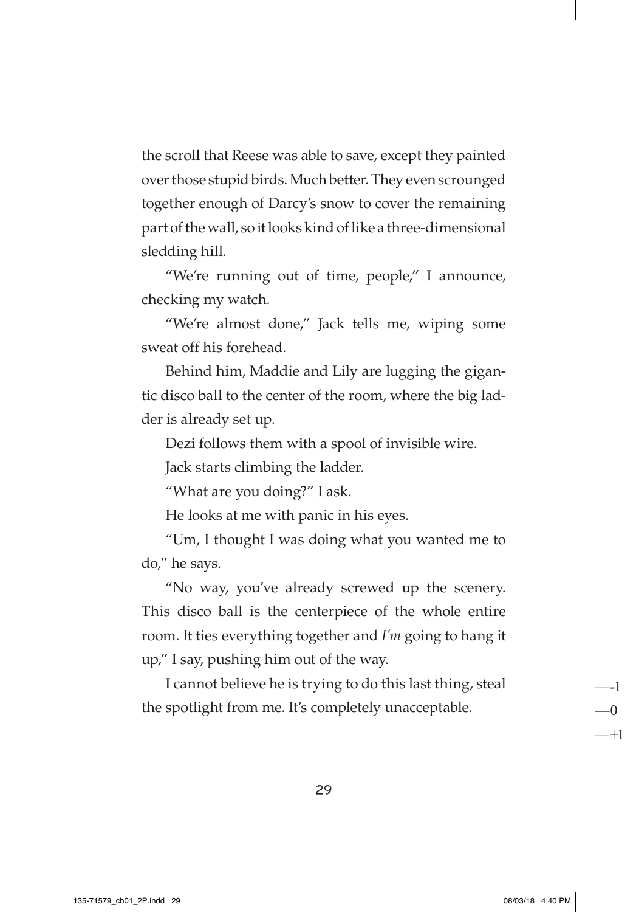the scroll that Reese was able to save, except they painted over those stupid birds. Much better. They even scrounged together enough of Darcy's snow to cover the remaining part of the wall, so it looks kind of like a three-dimensional sledding hill.

"We're running out of time, people," I announce, checking my watch.

"We're almost done," Jack tells me, wiping some sweat off his forehead.

Behind him, Maddie and Lily are lugging the gigantic disco ball to the center of the room, where the big ladder is already set up.

Dezi follows them with a spool of invisible wire.

Jack starts climbing the ladder.

"What are you doing?" I ask.

He looks at me with panic in his eyes.

"Um, I thought I was doing what you wanted me to do," he says.

"No way, you've already screwed up the scenery. This disco ball is the centerpiece of the whole entire room. It ties everything together and *I'm* going to hang it up," I say, pushing him out of the way.

I cannot believe he is trying to do this last thing, steal the spotlight from me. It's completely unacceptable.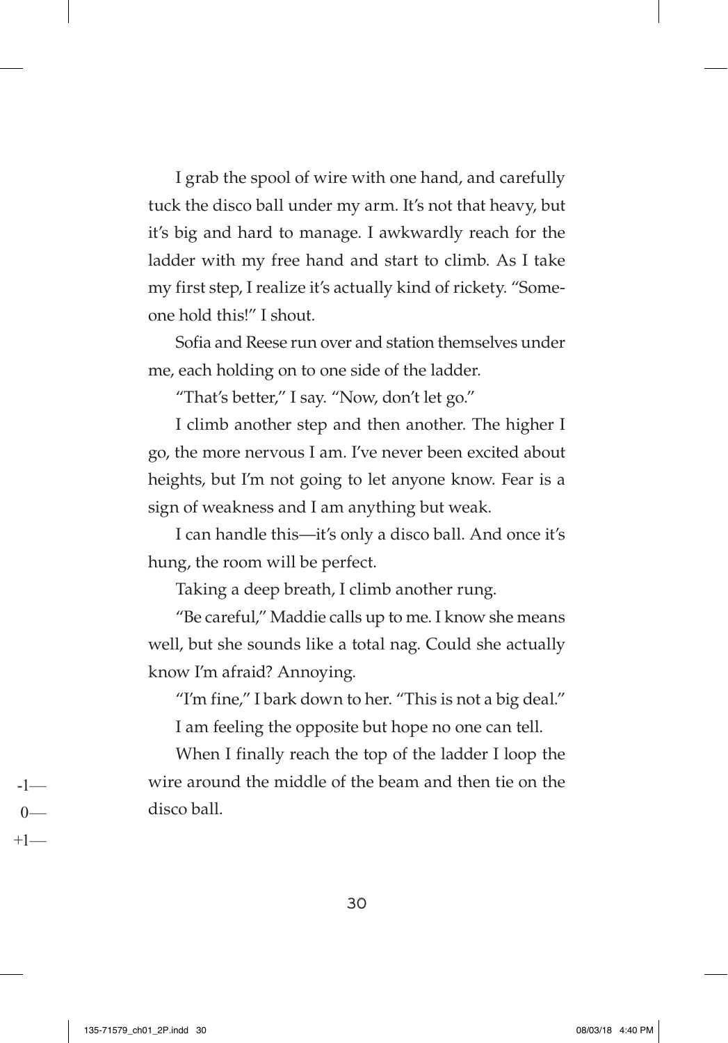I grab the spool of wire with one hand, and carefully tuck the disco ball under my arm. It's not that heavy, but it's big and hard to manage. I awkwardly reach for the ladder with my free hand and start to climb. As I take my first step, I realize it's actually kind of rickety. "Someone hold this!" I shout.

Sofia and Reese run over and station themselves under me, each holding on to one side of the ladder.

"That's better," I say. "Now, don't let go."

I climb another step and then another. The higher I go, the more nervous I am. I've never been excited about heights, but I'm not going to let anyone know. Fear is a sign of weakness and I am anything but weak.

I can handle this—it's only a disco ball. And once it's hung, the room will be perfect.

Taking a deep breath, I climb another rung.

"Be careful," Maddie calls up to me. I know she means well, but she sounds like a total nag. Could she actually know I'm afraid? Annoying.

"I'm fine," I bark down to her. "This is not a big deal."

I am feeling the opposite but hope no one can tell.

When I finally reach the top of the ladder I loop the wire around the middle of the beam and then tie on the disco ball.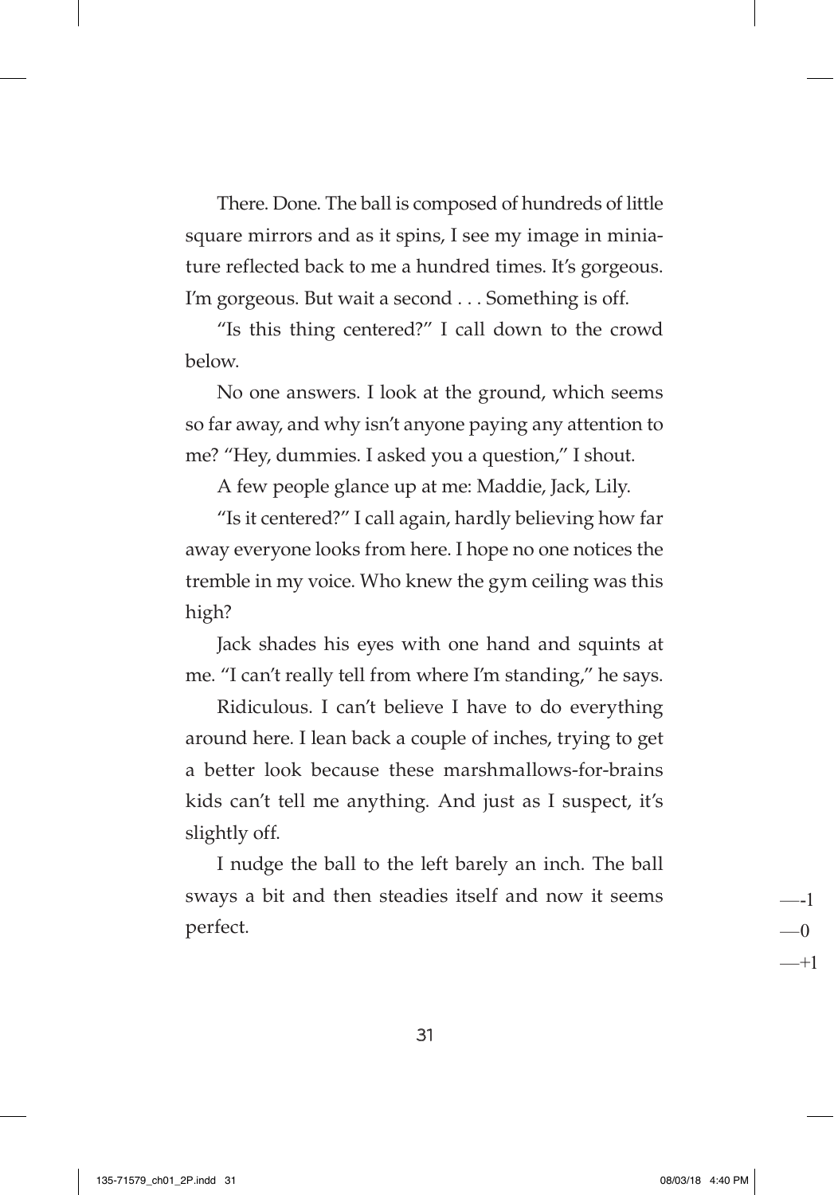There. Done. The ball is composed of hundreds of little square mirrors and as it spins, I see my image in miniature reflected back to me a hundred times. It's gorgeous. I'm gorgeous. But wait a second . . . Something is off.

"Is this thing centered?" I call down to the crowd below.

No one answers. I look at the ground, which seems so far away, and why isn't anyone paying any attention to me? "Hey, dummies. I asked you a question," I shout.

A few people glance up at me: Maddie, Jack, Lily.

"Is it centered?" I call again, hardly believing how far away everyone looks from here. I hope no one notices the tremble in my voice. Who knew the gym ceiling was this high?

Jack shades his eyes with one hand and squints at me. "I can't really tell from where I'm standing," he says.

Ridiculous. I can't believe I have to do everything around here. I lean back a couple of inches, trying to get a better look because these marshmallows-for-brains kids can't tell me anything. And just as I suspect, it's slightly off.

I nudge the ball to the left barely an inch. The ball sways a bit and then steadies itself and now it seems perfect.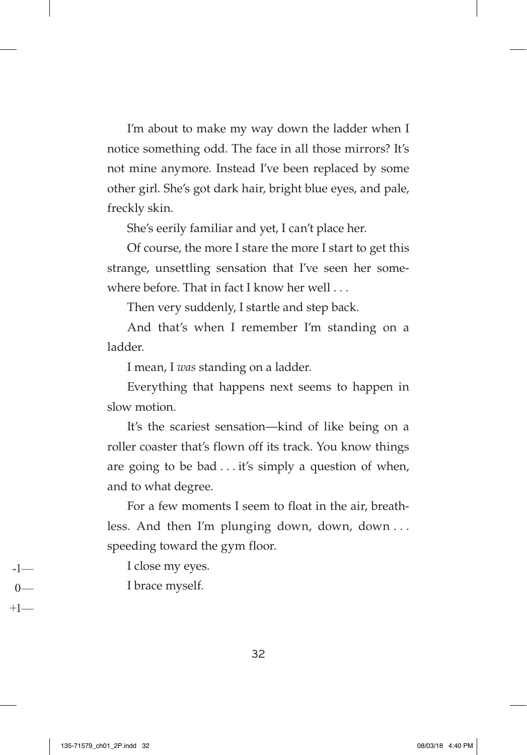I'm about to make my way down the ladder when I notice something odd. The face in all those mirrors? It's not mine anymore. Instead I've been replaced by some other girl. She's got dark hair, bright blue eyes, and pale, freckly skin.

She's eerily familiar and yet, I can't place her.

Of course, the more I stare the more I start to get this strange, unsettling sensation that I've seen her somewhere before. That in fact I know her well . . .

Then very suddenly, I startle and step back.

And that's when I remember I'm standing on a ladder.

I mean, I *was* standing on a ladder.

Everything that happens next seems to happen in slow motion.

It's the scariest sensation—kind of like being on a roller coaster that's flown off its track. You know things are going to be bad . . . it's simply a question of when, and to what degree.

For a few moments I seem to float in the air, breathless. And then I'm plunging down, down, down . . . speeding toward the gym floor.

I close my eyes.

I brace myself.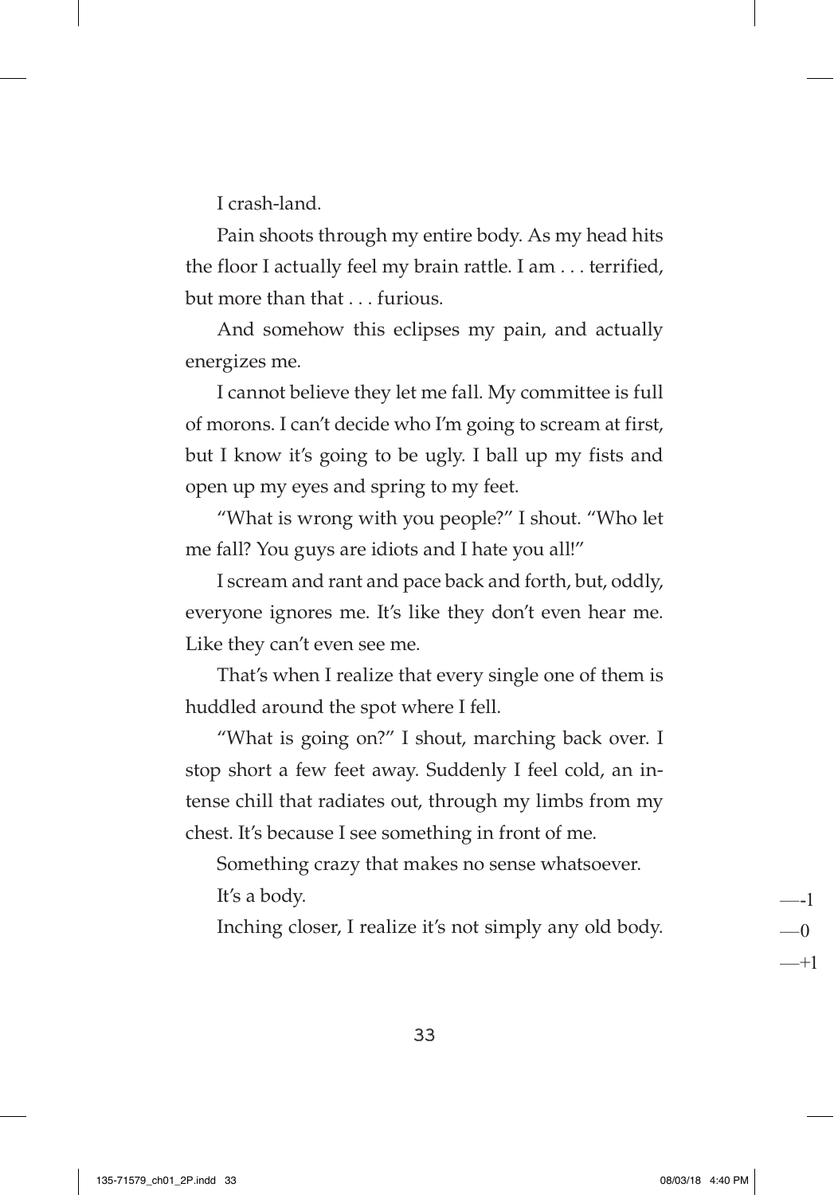I crash-land.

Pain shoots through my entire body. As my head hits the floor I actually feel my brain rattle. I am . . . terrified, but more than that . . . furious.

And somehow this eclipses my pain, and actually energizes me.

I cannot believe they let me fall. My committee is full of morons. I can't decide who I'm going to scream at first, but I know it's going to be ugly. I ball up my fists and open up my eyes and spring to my feet.

"What is wrong with you people?" I shout. "Who let me fall? You guys are idiots and I hate you all!"

I scream and rant and pace back and forth, but, oddly, everyone ignores me. It's like they don't even hear me. Like they can't even see me.

That's when I realize that every single one of them is huddled around the spot where I fell.

"What is going on?" I shout, marching back over. I stop short a few feet away. Suddenly I feel cold, an intense chill that radiates out, through my limbs from my chest. It's because I see something in front of me.

Something crazy that makes no sense whatsoever.

It's a body.

Inching closer, I realize it's not simply any old body.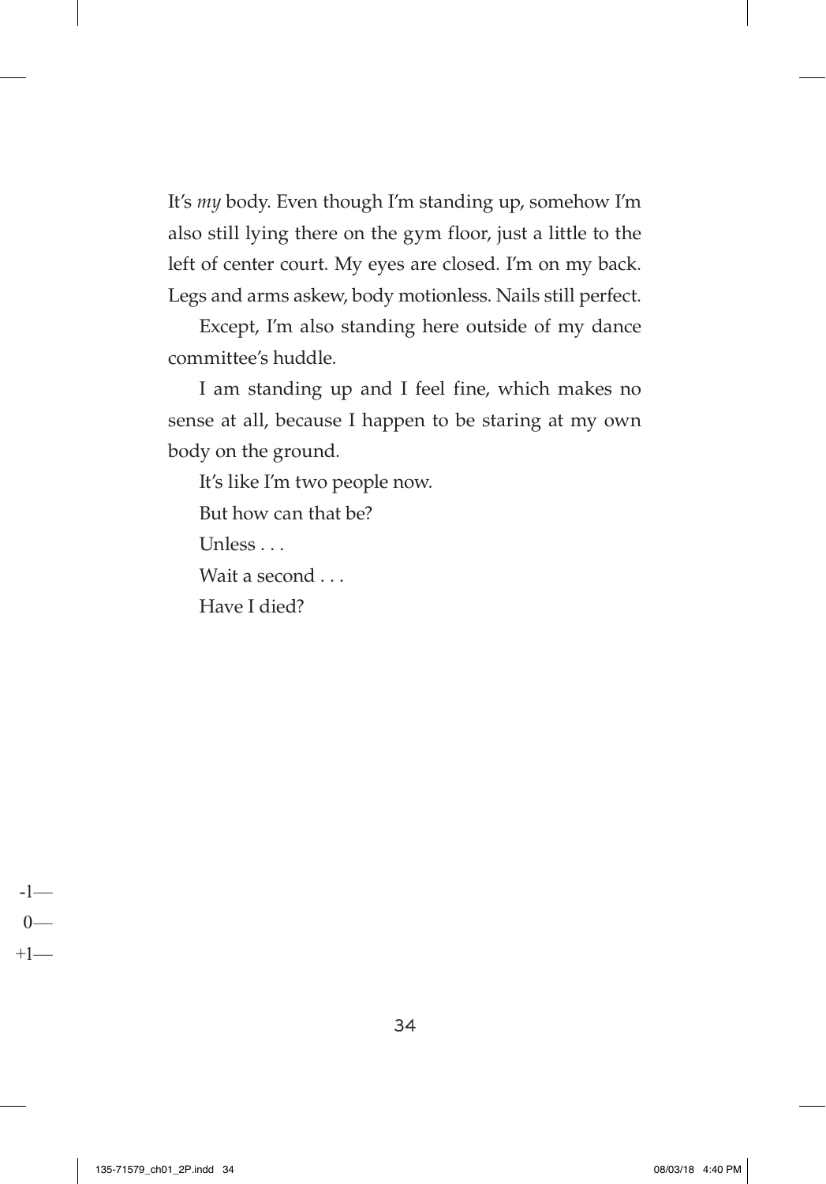It's *my* body. Even though I'm standing up, somehow I'm also still lying there on the gym floor, just a little to the left of center court. My eyes are closed. I'm on my back. Legs and arms askew, body motionless. Nails still perfect.

Except, I'm also standing here outside of my dance committee's huddle.

I am standing up and I feel fine, which makes no sense at all, because I happen to be staring at my own body on the ground.

It's like I'm two people now.

But how can that be?

Unless . . .

Wait a second . . .

Have I died?